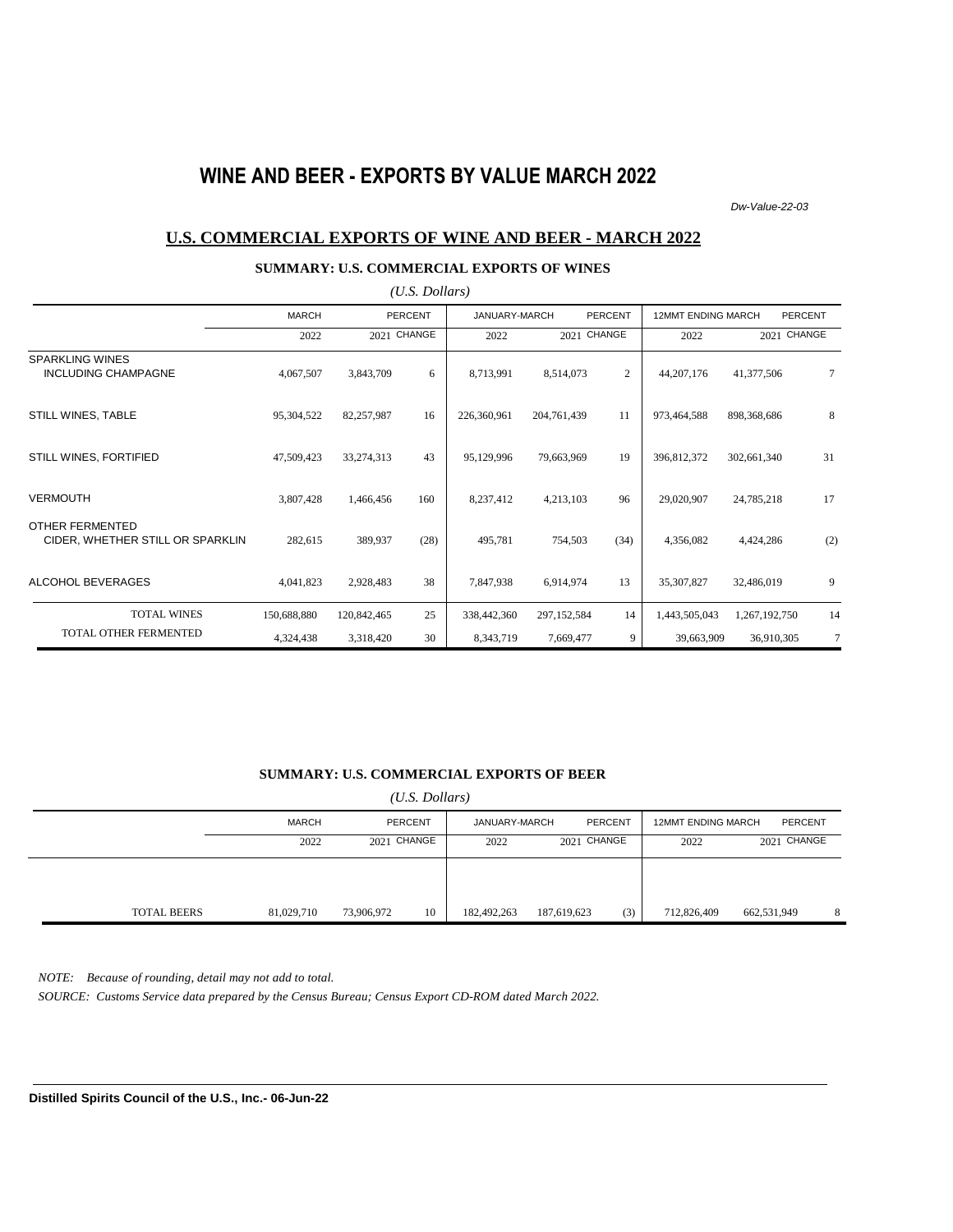# WINE AND BEER - EXPORTS BY VALUE MARCH 2022

*Dw-Value-22-03*

## U.S. COMMERCIAL EXPORTS OF WINE AND BEER - MARCH 2022

### SUMMARY: U.S. COMMERCIAL EXPORTS OF WINES

*(U.S. Dollars)*

| | MARCH | | PERCENT | JANUARY-MARCH | | PERCENT | 12MMT ENDING MARCH | | PERCENT |
|---|---|---|---|---|---|---|---|---|---|
| | 2022 | 2021 | CHANGE | 2022 | 2021 | CHANGE | 2022 | 2021 | CHANGE |
| SPARKLING WINES INCLUDING CHAMPAGNE | 4,067,507 | 3,843,709 | 6 | 8,713,991 | 8,514,073 | 2 | 44,207,176 | 41,377,506 | 7 |
| STILL WINES, TABLE | 95,304,522 | 82,257,987 | 16 | 226,360,961 | 204,761,439 | 11 | 973,464,588 | 898,368,686 | 8 |
| STILL WINES, FORTIFIED | 47,509,423 | 33,274,313 | 43 | 95,129,996 | 79,663,969 | 19 | 396,812,372 | 302,661,340 | 31 |
| VERMOUTH | 3,807,428 | 1,466,456 | 160 | 8,237,412 | 4,213,103 | 96 | 29,020,907 | 24,785,218 | 17 |
| OTHER FERMENTED CIDER, WHETHER STILL OR SPARKLIN | 282,615 | 389,937 | (28) | 495,781 | 754,503 | (34) | 4,356,082 | 4,424,286 | (2) |
| ALCOHOL BEVERAGES | 4,041,823 | 2,928,483 | 38 | 7,847,938 | 6,914,974 | 13 | 35,307,827 | 32,486,019 | 9 |
| TOTAL WINES | 150,688,880 | 120,842,465 | 25 | 338,442,360 | 297,152,584 | 14 | 1,443,505,043 | 1,267,192,750 | 14 |
| TOTAL OTHER FERMENTED | 4,324,438 | 3,318,420 | 30 | 8,343,719 | 7,669,477 | 9 | 39,663,909 | 36,910,305 | 7 |

### SUMMARY: U.S. COMMERCIAL EXPORTS OF BEER

*(U.S. Dollars)*

| | MARCH | | PERCENT | JANUARY-MARCH | | PERCENT | 12MMT ENDING MARCH | | PERCENT |
|---|---|---|---|---|---|---|---|---|---|
| | 2022 | 2021 | CHANGE | 2022 | 2021 | CHANGE | 2022 | 2021 | CHANGE |
| TOTAL BEERS | 81,029,710 | 73,906,972 | 10 | 182,492,263 | 187,619,623 | (3) | 712,826,409 | 662,531,949 | 8 |

*NOTE: Because of rounding, detail may not add to total.*

*SOURCE: Customs Service data prepared by the Census Bureau; Census Export CD-ROM dated March 2022.*

**Distilled Spirits Council of the U.S., Inc.- 06-Jun-22**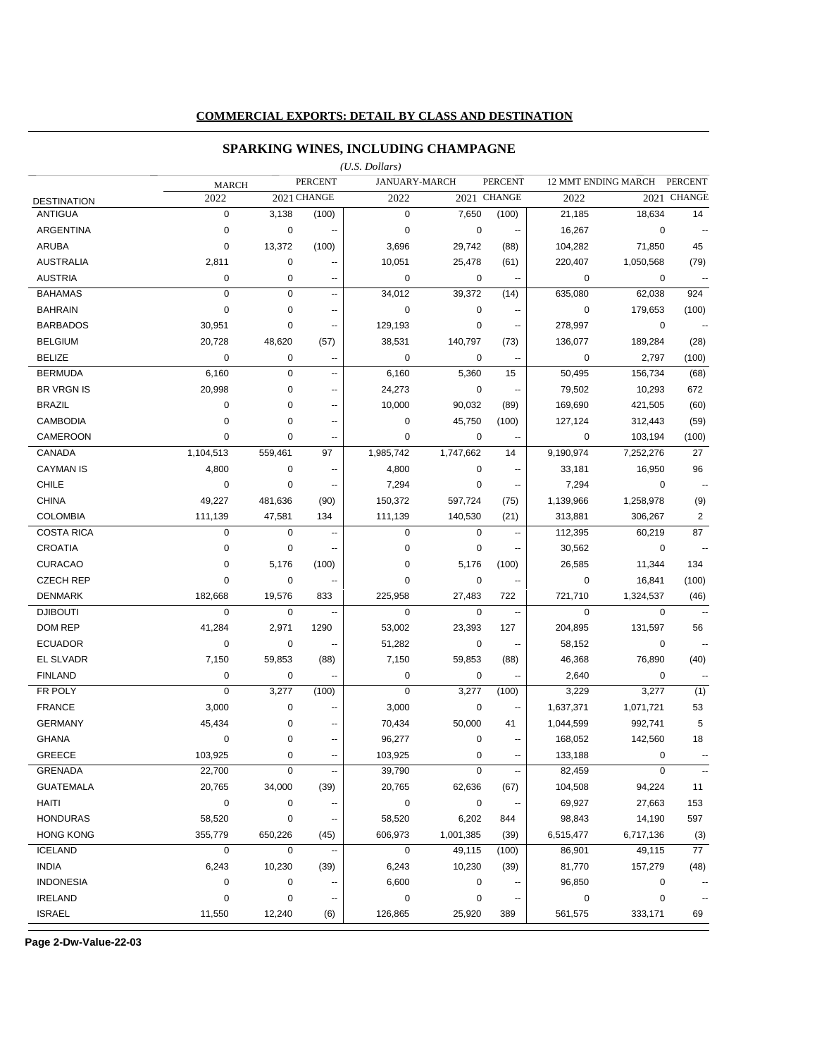## COMMERCIAL EXPORTS: DETAIL BY CLASS AND DESTINATION

### SPARKING WINES, INCLUDING CHAMPAGNE

*(U.S. Dollars)*

| DESTINATION | MARCH 2022 | MARCH 2021 | PERCENT CHANGE | JANUARY-MARCH 2022 | JANUARY-MARCH 2021 | PERCENT CHANGE | 12 MMT ENDING MARCH 2022 | 12 MMT ENDING MARCH 2021 | PERCENT CHANGE |
|---|---|---|---|---|---|---|---|---|---|
| ANTIGUA | 0 | 3,138 | (100) | 0 | 7,650 | (100) | 21,185 | 18,634 | 14 |
| ARGENTINA | 0 | 0 | -- | 0 | 0 | -- | 16,267 | 0 | -- |
| ARUBA | 0 | 13,372 | (100) | 3,696 | 29,742 | (88) | 104,282 | 71,850 | 45 |
| AUSTRALIA | 2,811 | 0 | -- | 10,051 | 25,478 | (61) | 220,407 | 1,050,568 | (79) |
| AUSTRIA | 0 | 0 | -- | 0 | 0 | -- | 0 | 0 | -- |
| BAHAMAS | 0 | 0 | -- | 34,012 | 39,372 | (14) | 635,080 | 62,038 | 924 |
| BAHRAIN | 0 | 0 | -- | 0 | 0 | -- | 0 | 179,653 | (100) |
| BARBADOS | 30,951 | 0 | -- | 129,193 | 0 | -- | 278,997 | 0 | -- |
| BELGIUM | 20,728 | 48,620 | (57) | 38,531 | 140,797 | (73) | 136,077 | 189,284 | (28) |
| BELIZE | 0 | 0 | -- | 0 | 0 | -- | 0 | 2,797 | (100) |
| BERMUDA | 6,160 | 0 | -- | 6,160 | 5,360 | 15 | 50,495 | 156,734 | (68) |
| BR VRGN IS | 20,998 | 0 | -- | 24,273 | 0 | -- | 79,502 | 10,293 | 672 |
| BRAZIL | 0 | 0 | -- | 10,000 | 90,032 | (89) | 169,690 | 421,505 | (60) |
| CAMBODIA | 0 | 0 | -- | 0 | 45,750 | (100) | 127,124 | 312,443 | (59) |
| CAMEROON | 0 | 0 | -- | 0 | 0 | -- | 0 | 103,194 | (100) |
| CANADA | 1,104,513 | 559,461 | 97 | 1,985,742 | 1,747,662 | 14 | 9,190,974 | 7,252,276 | 27 |
| CAYMAN IS | 4,800 | 0 | -- | 4,800 | 0 | -- | 33,181 | 16,950 | 96 |
| CHILE | 0 | 0 | -- | 7,294 | 0 | -- | 7,294 | 0 | -- |
| CHINA | 49,227 | 481,636 | (90) | 150,372 | 597,724 | (75) | 1,139,966 | 1,258,978 | (9) |
| COLOMBIA | 111,139 | 47,581 | 134 | 111,139 | 140,530 | (21) | 313,881 | 306,267 | 2 |
| COSTA RICA | 0 | 0 | -- | 0 | 0 | -- | 112,395 | 60,219 | 87 |
| CROATIA | 0 | 0 | -- | 0 | 0 | -- | 30,562 | 0 | -- |
| CURACAO | 0 | 5,176 | (100) | 0 | 5,176 | (100) | 26,585 | 11,344 | 134 |
| CZECH REP | 0 | 0 | -- | 0 | 0 | -- | 0 | 16,841 | (100) |
| DENMARK | 182,668 | 19,576 | 833 | 225,958 | 27,483 | 722 | 721,710 | 1,324,537 | (46) |
| DJIBOUTI | 0 | 0 | -- | 0 | 0 | -- | 0 | 0 | -- |
| DOM REP | 41,284 | 2,971 | 1290 | 53,002 | 23,393 | 127 | 204,895 | 131,597 | 56 |
| ECUADOR | 0 | 0 | -- | 51,282 | 0 | -- | 58,152 | 0 | -- |
| EL SLVADR | 7,150 | 59,853 | (88) | 7,150 | 59,853 | (88) | 46,368 | 76,890 | (40) |
| FINLAND | 0 | 0 | -- | 0 | 0 | -- | 2,640 | 0 | -- |
| FR POLY | 0 | 3,277 | (100) | 0 | 3,277 | (100) | 3,229 | 3,277 | (1) |
| FRANCE | 3,000 | 0 | -- | 3,000 | 0 | -- | 1,637,371 | 1,071,721 | 53 |
| GERMANY | 45,434 | 0 | -- | 70,434 | 50,000 | 41 | 1,044,599 | 992,741 | 5 |
| GHANA | 0 | 0 | -- | 96,277 | 0 | -- | 168,052 | 142,560 | 18 |
| GREECE | 103,925 | 0 | -- | 103,925 | 0 | -- | 133,188 | 0 | -- |
| GRENADA | 22,700 | 0 | -- | 39,790 | 0 | -- | 82,459 | 0 | -- |
| GUATEMALA | 20,765 | 34,000 | (39) | 20,765 | 62,636 | (67) | 104,508 | 94,224 | 11 |
| HAITI | 0 | 0 | -- | 0 | 0 | -- | 69,927 | 27,663 | 153 |
| HONDURAS | 58,520 | 0 | -- | 58,520 | 6,202 | 844 | 98,843 | 14,190 | 597 |
| HONG KONG | 355,779 | 650,226 | (45) | 606,973 | 1,001,385 | (39) | 6,515,477 | 6,717,136 | (3) |
| ICELAND | 0 | 0 | -- | 0 | 49,115 | (100) | 86,901 | 49,115 | 77 |
| INDIA | 6,243 | 10,230 | (39) | 6,243 | 10,230 | (39) | 81,770 | 157,279 | (48) |
| INDONESIA | 0 | 0 | -- | 6,600 | 0 | -- | 96,850 | 0 | -- |
| IRELAND | 0 | 0 | -- | 0 | 0 | -- | 0 | 0 | -- |
| ISRAEL | 11,550 | 12,240 | (6) | 126,865 | 25,920 | 389 | 561,575 | 333,171 | 69 |

Page 2-Dw-Value-22-03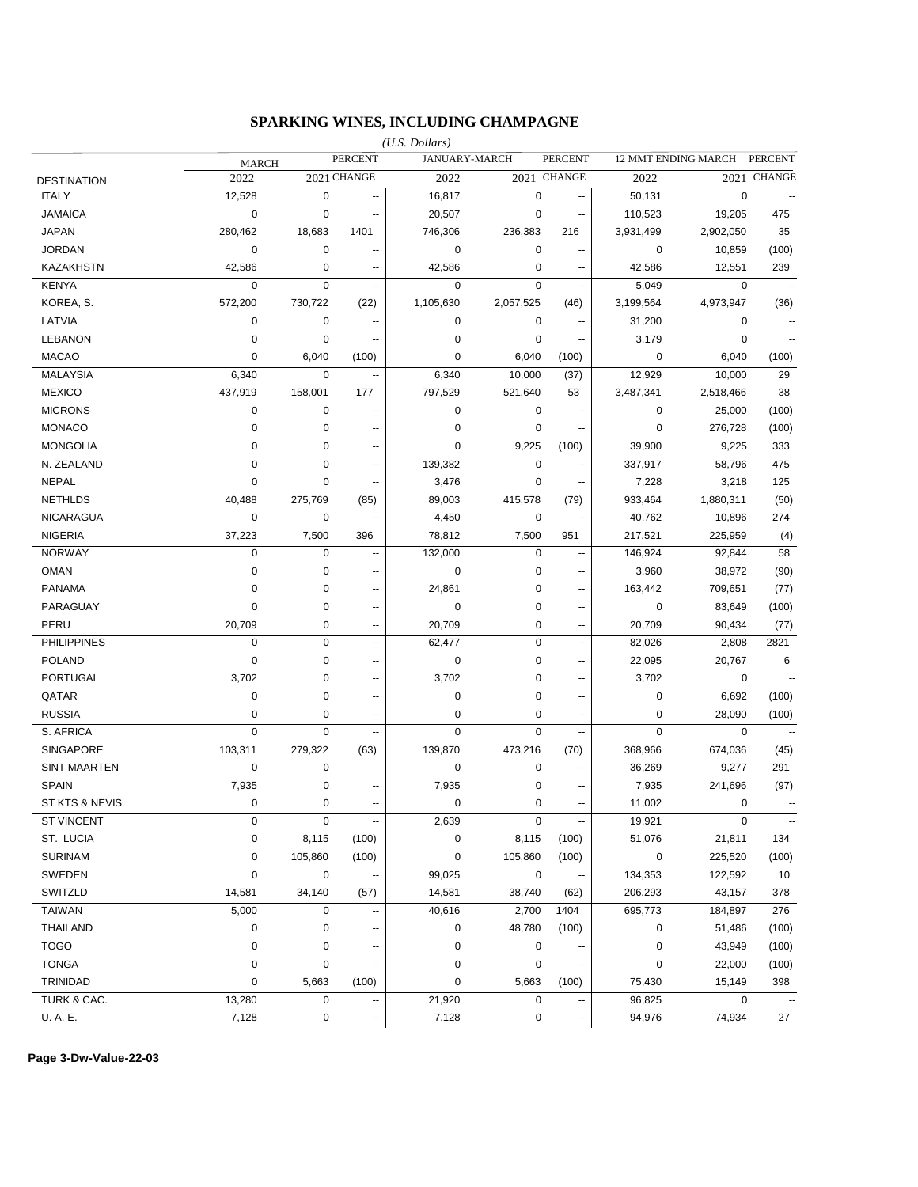# SPARKING WINES, INCLUDING CHAMPAGNE

*(U.S. Dollars)*

| DESTINATION | MARCH 2022 | MARCH 2021 | PERCENT CHANGE | JANUARY-MARCH 2022 | JANUARY-MARCH 2021 | PERCENT CHANGE | 12 MMT ENDING MARCH 2022 | 12 MMT ENDING MARCH 2021 | PERCENT CHANGE |
|---|---|---|---|---|---|---|---|---|---|
| ITALY | 12,528 | 0 | -- | 16,817 | 0 | -- | 50,131 | 0 | -- |
| JAMAICA | 0 | 0 | -- | 20,507 | 0 | -- | 110,523 | 19,205 | 475 |
| JAPAN | 280,462 | 18,683 | 1401 | 746,306 | 236,383 | 216 | 3,931,499 | 2,902,050 | 35 |
| JORDAN | 0 | 0 | -- | 0 | 0 | -- | 0 | 10,859 | (100) |
| KAZAKHSTN | 42,586 | 0 | -- | 42,586 | 0 | -- | 42,586 | 12,551 | 239 |
| KENYA | 0 | 0 | -- | 0 | 0 | -- | 5,049 | 0 | -- |
| KOREA, S. | 572,200 | 730,722 | (22) | 1,105,630 | 2,057,525 | (46) | 3,199,564 | 4,973,947 | (36) |
| LATVIA | 0 | 0 | -- | 0 | 0 | -- | 31,200 | 0 | -- |
| LEBANON | 0 | 0 | -- | 0 | 0 | -- | 3,179 | 0 | -- |
| MACAO | 0 | 6,040 | (100) | 0 | 6,040 | (100) | 0 | 6,040 | (100) |
| MALAYSIA | 6,340 | 0 | -- | 6,340 | 10,000 | (37) | 12,929 | 10,000 | 29 |
| MEXICO | 437,919 | 158,001 | 177 | 797,529 | 521,640 | 53 | 3,487,341 | 2,518,466 | 38 |
| MICRONS | 0 | 0 | -- | 0 | 0 | -- | 0 | 25,000 | (100) |
| MONACO | 0 | 0 | -- | 0 | 0 | -- | 0 | 276,728 | (100) |
| MONGOLIA | 0 | 0 | -- | 0 | 9,225 | (100) | 39,900 | 9,225 | 333 |
| N. ZEALAND | 0 | 0 | -- | 139,382 | 0 | -- | 337,917 | 58,796 | 475 |
| NEPAL | 0 | 0 | -- | 3,476 | 0 | -- | 7,228 | 3,218 | 125 |
| NETHLDS | 40,488 | 275,769 | (85) | 89,003 | 415,578 | (79) | 933,464 | 1,880,311 | (50) |
| NICARAGUA | 0 | 0 | -- | 4,450 | 0 | -- | 40,762 | 10,896 | 274 |
| NIGERIA | 37,223 | 7,500 | 396 | 78,812 | 7,500 | 951 | 217,521 | 225,959 | (4) |
| NORWAY | 0 | 0 | -- | 132,000 | 0 | -- | 146,924 | 92,844 | 58 |
| OMAN | 0 | 0 | -- | 0 | 0 | -- | 3,960 | 38,972 | (90) |
| PANAMA | 0 | 0 | -- | 24,861 | 0 | -- | 163,442 | 709,651 | (77) |
| PARAGUAY | 0 | 0 | -- | 0 | 0 | -- | 0 | 83,649 | (100) |
| PERU | 20,709 | 0 | -- | 20,709 | 0 | -- | 20,709 | 90,434 | (77) |
| PHILIPPINES | 0 | 0 | -- | 62,477 | 0 | -- | 82,026 | 2,808 | 2821 |
| POLAND | 0 | 0 | -- | 0 | 0 | -- | 22,095 | 20,767 | 6 |
| PORTUGAL | 3,702 | 0 | -- | 3,702 | 0 | -- | 3,702 | 0 | -- |
| QATAR | 0 | 0 | -- | 0 | 0 | -- | 0 | 6,692 | (100) |
| RUSSIA | 0 | 0 | -- | 0 | 0 | -- | 0 | 28,090 | (100) |
| S. AFRICA | 0 | 0 | -- | 0 | 0 | -- | 0 | 0 | -- |
| SINGAPORE | 103,311 | 279,322 | (63) | 139,870 | 473,216 | (70) | 368,966 | 674,036 | (45) |
| SINT MAARTEN | 0 | 0 | -- | 0 | 0 | -- | 36,269 | 9,277 | 291 |
| SPAIN | 7,935 | 0 | -- | 7,935 | 0 | -- | 7,935 | 241,696 | (97) |
| ST KTS & NEVIS | 0 | 0 | -- | 0 | 0 | -- | 11,002 | 0 | -- |
| ST VINCENT | 0 | 0 | -- | 2,639 | 0 | -- | 19,921 | 0 | -- |
| ST. LUCIA | 0 | 8,115 | (100) | 0 | 8,115 | (100) | 51,076 | 21,811 | 134 |
| SURINAM | 0 | 105,860 | (100) | 0 | 105,860 | (100) | 0 | 225,520 | (100) |
| SWEDEN | 0 | 0 | -- | 99,025 | 0 | -- | 134,353 | 122,592 | 10 |
| SWITZLD | 14,581 | 34,140 | (57) | 14,581 | 38,740 | (62) | 206,293 | 43,157 | 378 |
| TAIWAN | 5,000 | 0 | -- | 40,616 | 2,700 | 1404 | 695,773 | 184,897 | 276 |
| THAILAND | 0 | 0 | -- | 0 | 48,780 | (100) | 0 | 51,486 | (100) |
| TOGO | 0 | 0 | -- | 0 | 0 | -- | 0 | 43,949 | (100) |
| TONGA | 0 | 0 | -- | 0 | 0 | -- | 0 | 22,000 | (100) |
| TRINIDAD | 0 | 5,663 | (100) | 0 | 5,663 | (100) | 75,430 | 15,149 | 398 |
| TURK & CAC. | 13,280 | 0 | -- | 21,920 | 0 | -- | 96,825 | 0 | -- |
| U. A. E. | 7,128 | 0 | -- | 7,128 | 0 | -- | 94,976 | 74,934 | 27 |

**Page 3-Dw-Value-22-03**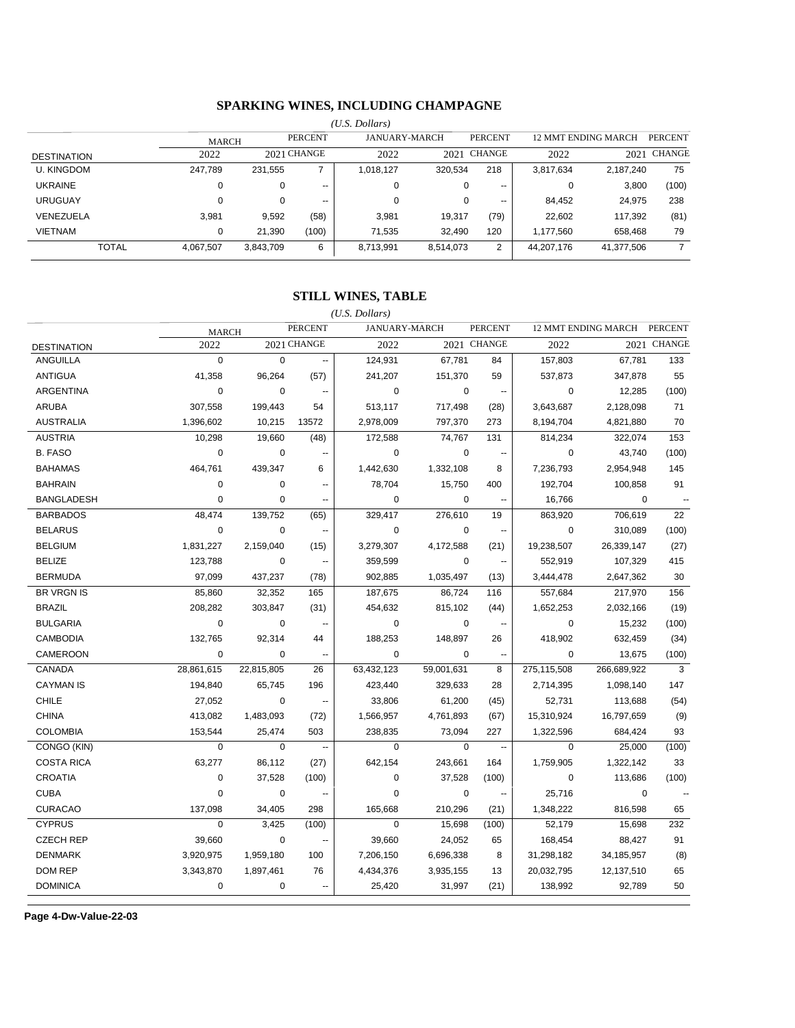## SPARKING WINES, INCLUDING CHAMPAGNE

*(U.S. Dollars)*

| DESTINATION | MARCH 2022 | MARCH 2021 | PERCENT CHANGE | JANUARY-MARCH 2022 | JANUARY-MARCH 2021 | PERCENT CHANGE | 12 MMT ENDING MARCH 2022 | 12 MMT ENDING MARCH 2021 | PERCENT CHANGE |
|---|---|---|---|---|---|---|---|---|---|
| U. KINGDOM | 247,789 | 231,555 | 7 | 1,018,127 | 320,534 | 218 | 3,817,634 | 2,187,240 | 75 |
| UKRAINE | 0 | 0 | -- | 0 | 0 | -- | 0 | 3,800 | (100) |
| URUGUAY | 0 | 0 | -- | 0 | 0 | -- | 84,452 | 24,975 | 238 |
| VENEZUELA | 3,981 | 9,592 | (58) | 3,981 | 19,317 | (79) | 22,602 | 117,392 | (81) |
| VIETNAM | 0 | 21,390 | (100) | 71,535 | 32,490 | 120 | 1,177,560 | 658,468 | 79 |
| TOTAL | 4,067,507 | 3,843,709 | 6 | 8,713,991 | 8,514,073 | 2 | 44,207,176 | 41,377,506 | 7 |

## STILL WINES, TABLE

*(U.S. Dollars)*

| DESTINATION | MARCH 2022 | MARCH 2021 | PERCENT CHANGE | JANUARY-MARCH 2022 | JANUARY-MARCH 2021 | PERCENT CHANGE | 12 MMT ENDING MARCH 2022 | 12 MMT ENDING MARCH 2021 | PERCENT CHANGE |
|---|---|---|---|---|---|---|---|---|---|
| ANGUILLA | 0 | 0 | -- | 124,931 | 67,781 | 84 | 157,803 | 67,781 | 133 |
| ANTIGUA | 41,358 | 96,264 | (57) | 241,207 | 151,370 | 59 | 537,873 | 347,878 | 55 |
| ARGENTINA | 0 | 0 | -- | 0 | 0 | -- | 0 | 12,285 | (100) |
| ARUBA | 307,558 | 199,443 | 54 | 513,117 | 717,498 | (28) | 3,643,687 | 2,128,098 | 71 |
| AUSTRALIA | 1,396,602 | 10,215 | 13572 | 2,978,009 | 797,370 | 273 | 8,194,704 | 4,821,880 | 70 |
| AUSTRIA | 10,298 | 19,660 | (48) | 172,588 | 74,767 | 131 | 814,234 | 322,074 | 153 |
| B. FASO | 0 | 0 | -- | 0 | 0 | -- | 0 | 43,740 | (100) |
| BAHAMAS | 464,761 | 439,347 | 6 | 1,442,630 | 1,332,108 | 8 | 7,236,793 | 2,954,948 | 145 |
| BAHRAIN | 0 | 0 | -- | 78,704 | 15,750 | 400 | 192,704 | 100,858 | 91 |
| BANGLADESH | 0 | 0 | -- | 0 | 0 | -- | 16,766 | 0 | -- |
| BARBADOS | 48,474 | 139,752 | (65) | 329,417 | 276,610 | 19 | 863,920 | 706,619 | 22 |
| BELARUS | 0 | 0 | -- | 0 | 0 | -- | 0 | 310,089 | (100) |
| BELGIUM | 1,831,227 | 2,159,040 | (15) | 3,279,307 | 4,172,588 | (21) | 19,238,507 | 26,339,147 | (27) |
| BELIZE | 123,788 | 0 | -- | 359,599 | 0 | -- | 552,919 | 107,329 | 415 |
| BERMUDA | 97,099 | 437,237 | (78) | 902,885 | 1,035,497 | (13) | 3,444,478 | 2,647,362 | 30 |
| BR VRGN IS | 85,860 | 32,352 | 165 | 187,675 | 86,724 | 116 | 557,684 | 217,970 | 156 |
| BRAZIL | 208,282 | 303,847 | (31) | 454,632 | 815,102 | (44) | 1,652,253 | 2,032,166 | (19) |
| BULGARIA | 0 | 0 | -- | 0 | 0 | -- | 0 | 15,232 | (100) |
| CAMBODIA | 132,765 | 92,314 | 44 | 188,253 | 148,897 | 26 | 418,902 | 632,459 | (34) |
| CAMEROON | 0 | 0 | -- | 0 | 0 | -- | 0 | 13,675 | (100) |
| CANADA | 28,861,615 | 22,815,805 | 26 | 63,432,123 | 59,001,631 | 8 | 275,115,508 | 266,689,922 | 3 |
| CAYMAN IS | 194,840 | 65,745 | 196 | 423,440 | 329,633 | 28 | 2,714,395 | 1,098,140 | 147 |
| CHILE | 27,052 | 0 | -- | 33,806 | 61,200 | (45) | 52,731 | 113,688 | (54) |
| CHINA | 413,082 | 1,483,093 | (72) | 1,566,957 | 4,761,893 | (67) | 15,310,924 | 16,797,659 | (9) |
| COLOMBIA | 153,544 | 25,474 | 503 | 238,835 | 73,094 | 227 | 1,322,596 | 684,424 | 93 |
| CONGO (KIN) | 0 | 0 | -- | 0 | 0 | -- | 0 | 25,000 | (100) |
| COSTA RICA | 63,277 | 86,112 | (27) | 642,154 | 243,661 | 164 | 1,759,905 | 1,322,142 | 33 |
| CROATIA | 0 | 37,528 | (100) | 0 | 37,528 | (100) | 0 | 113,686 | (100) |
| CUBA | 0 | 0 | -- | 0 | 0 | -- | 25,716 | 0 | -- |
| CURACAO | 137,098 | 34,405 | 298 | 165,668 | 210,296 | (21) | 1,348,222 | 816,598 | 65 |
| CYPRUS | 0 | 3,425 | (100) | 0 | 15,698 | (100) | 52,179 | 15,698 | 232 |
| CZECH REP | 39,660 | 0 | -- | 39,660 | 24,052 | 65 | 168,454 | 88,427 | 91 |
| DENMARK | 3,920,975 | 1,959,180 | 100 | 7,206,150 | 6,696,338 | 8 | 31,298,182 | 34,185,957 | (8) |
| DOM REP | 3,343,870 | 1,897,461 | 76 | 4,434,376 | 3,935,155 | 13 | 20,032,795 | 12,137,510 | 65 |
| DOMINICA | 0 | 0 | -- | 25,420 | 31,997 | (21) | 138,992 | 92,789 | 50 |

**Page 4-Dw-Value-22-03**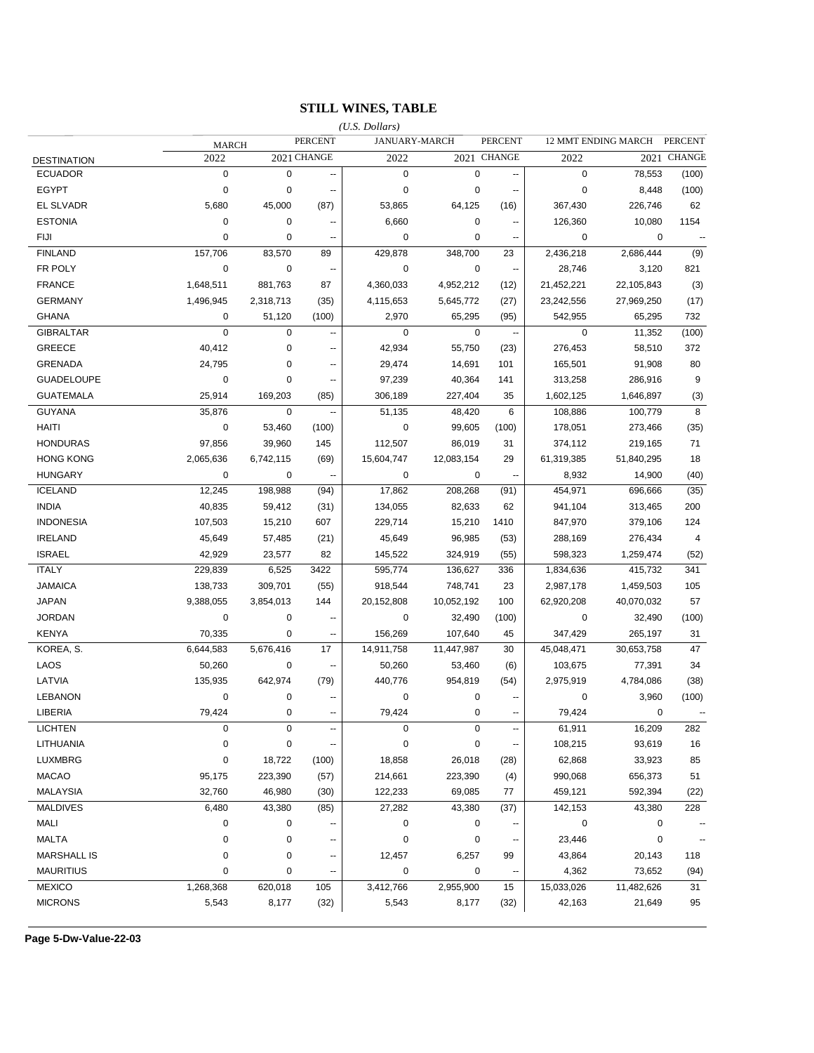## STILL WINES, TABLE

*(U.S. Dollars)*

| DESTINATION | MARCH 2022 | MARCH 2021 | PERCENT CHANGE | JANUARY-MARCH 2022 | JANUARY-MARCH 2021 | PERCENT CHANGE | 12 MMT ENDING MARCH 2022 | 12 MMT ENDING MARCH 2021 | PERCENT CHANGE |
|---|---|---|---|---|---|---|---|---|---|
| ECUADOR | 0 | 0 | -- | 0 | 0 | -- | 0 | 78,553 | (100) |
| EGYPT | 0 | 0 | -- | 0 | 0 | -- | 0 | 8,448 | (100) |
| EL SLVADR | 5,680 | 45,000 | (87) | 53,865 | 64,125 | (16) | 367,430 | 226,746 | 62 |
| ESTONIA | 0 | 0 | -- | 6,660 | 0 | -- | 126,360 | 10,080 | 1154 |
| FIJI | 0 | 0 | -- | 0 | 0 | -- | 0 | 0 | -- |
| FINLAND | 157,706 | 83,570 | 89 | 429,878 | 348,700 | 23 | 2,436,218 | 2,686,444 | (9) |
| FR POLY | 0 | 0 | -- | 0 | 0 | -- | 28,746 | 3,120 | 821 |
| FRANCE | 1,648,511 | 881,763 | 87 | 4,360,033 | 4,952,212 | (12) | 21,452,221 | 22,105,843 | (3) |
| GERMANY | 1,496,945 | 2,318,713 | (35) | 4,115,653 | 5,645,772 | (27) | 23,242,556 | 27,969,250 | (17) |
| GHANA | 0 | 51,120 | (100) | 2,970 | 65,295 | (95) | 542,955 | 65,295 | 732 |
| GIBRALTAR | 0 | 0 | -- | 0 | 0 | -- | 0 | 11,352 | (100) |
| GREECE | 40,412 | 0 | -- | 42,934 | 55,750 | (23) | 276,453 | 58,510 | 372 |
| GRENADA | 24,795 | 0 | -- | 29,474 | 14,691 | 101 | 165,501 | 91,908 | 80 |
| GUADELOUPE | 0 | 0 | -- | 97,239 | 40,364 | 141 | 313,258 | 286,916 | 9 |
| GUATEMALA | 25,914 | 169,203 | (85) | 306,189 | 227,404 | 35 | 1,602,125 | 1,646,897 | (3) |
| GUYANA | 35,876 | 0 | -- | 51,135 | 48,420 | 6 | 108,886 | 100,779 | 8 |
| HAITI | 0 | 53,460 | (100) | 0 | 99,605 | (100) | 178,051 | 273,466 | (35) |
| HONDURAS | 97,856 | 39,960 | 145 | 112,507 | 86,019 | 31 | 374,112 | 219,165 | 71 |
| HONG KONG | 2,065,636 | 6,742,115 | (69) | 15,604,747 | 12,083,154 | 29 | 61,319,385 | 51,840,295 | 18 |
| HUNGARY | 0 | 0 | -- | 0 | 0 | -- | 8,932 | 14,900 | (40) |
| ICELAND | 12,245 | 198,988 | (94) | 17,862 | 208,268 | (91) | 454,971 | 696,666 | (35) |
| INDIA | 40,835 | 59,412 | (31) | 134,055 | 82,633 | 62 | 941,104 | 313,465 | 200 |
| INDONESIA | 107,503 | 15,210 | 607 | 229,714 | 15,210 | 1410 | 847,970 | 379,106 | 124 |
| IRELAND | 45,649 | 57,485 | (21) | 45,649 | 96,985 | (53) | 288,169 | 276,434 | 4 |
| ISRAEL | 42,929 | 23,577 | 82 | 145,522 | 324,919 | (55) | 598,323 | 1,259,474 | (52) |
| ITALY | 229,839 | 6,525 | 3422 | 595,774 | 136,627 | 336 | 1,834,636 | 415,732 | 341 |
| JAMAICA | 138,733 | 309,701 | (55) | 918,544 | 748,741 | 23 | 2,987,178 | 1,459,503 | 105 |
| JAPAN | 9,388,055 | 3,854,013 | 144 | 20,152,808 | 10,052,192 | 100 | 62,920,208 | 40,070,032 | 57 |
| JORDAN | 0 | 0 | -- | 0 | 32,490 | (100) | 0 | 32,490 | (100) |
| KENYA | 70,335 | 0 | -- | 156,269 | 107,640 | 45 | 347,429 | 265,197 | 31 |
| KOREA, S. | 6,644,583 | 5,676,416 | 17 | 14,911,758 | 11,447,987 | 30 | 45,048,471 | 30,653,758 | 47 |
| LAOS | 50,260 | 0 | -- | 50,260 | 53,460 | (6) | 103,675 | 77,391 | 34 |
| LATVIA | 135,935 | 642,974 | (79) | 440,776 | 954,819 | (54) | 2,975,919 | 4,784,086 | (38) |
| LEBANON | 0 | 0 | -- | 0 | 0 | -- | 0 | 3,960 | (100) |
| LIBERIA | 79,424 | 0 | -- | 79,424 | 0 | -- | 79,424 | 0 | -- |
| LICHTEN | 0 | 0 | -- | 0 | 0 | -- | 61,911 | 16,209 | 282 |
| LITHUANIA | 0 | 0 | -- | 0 | 0 | -- | 108,215 | 93,619 | 16 |
| LUXMBRG | 0 | 18,722 | (100) | 18,858 | 26,018 | (28) | 62,868 | 33,923 | 85 |
| MACAO | 95,175 | 223,390 | (57) | 214,661 | 223,390 | (4) | 990,068 | 656,373 | 51 |
| MALAYSIA | 32,760 | 46,980 | (30) | 122,233 | 69,085 | 77 | 459,121 | 592,394 | (22) |
| MALDIVES | 6,480 | 43,380 | (85) | 27,282 | 43,380 | (37) | 142,153 | 43,380 | 228 |
| MALI | 0 | 0 | -- | 0 | 0 | -- | 0 | 0 | -- |
| MALTA | 0 | 0 | -- | 0 | 0 | -- | 23,446 | 0 | -- |
| MARSHALL IS | 0 | 0 | -- | 12,457 | 6,257 | 99 | 43,864 | 20,143 | 118 |
| MAURITIUS | 0 | 0 | -- | 0 | 0 | -- | 4,362 | 73,652 | (94) |
| MEXICO | 1,268,368 | 620,018 | 105 | 3,412,766 | 2,955,900 | 15 | 15,033,026 | 11,482,626 | 31 |
| MICRONS | 5,543 | 8,177 | (32) | 5,543 | 8,177 | (32) | 42,163 | 21,649 | 95 |

**Page 5-Dw-Value-22-03**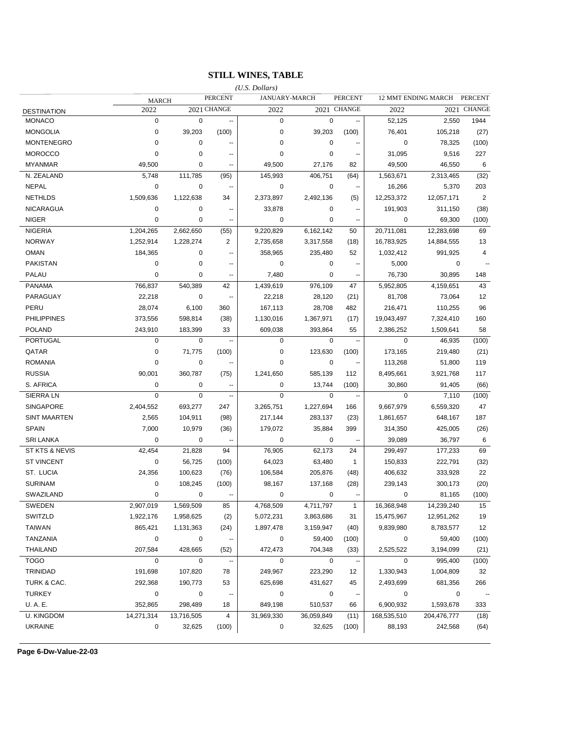# STILL WINES, TABLE

*(U.S. Dollars)*

| DESTINATION | MARCH 2022 | MARCH 2021 | PERCENT CHANGE | JANUARY-MARCH 2022 | JANUARY-MARCH 2021 | PERCENT CHANGE | 12 MMT ENDING MARCH 2022 | 12 MMT ENDING MARCH 2021 | PERCENT CHANGE |
|---|---|---|---|---|---|---|---|---|---|
| MONACO | 0 | 0 | -- | 0 | 0 | -- | 52,125 | 2,550 | 1944 |
| MONGOLIA | 0 | 39,203 | (100) | 0 | 39,203 | (100) | 76,401 | 105,218 | (27) |
| MONTENEGRO | 0 | 0 | -- | 0 | 0 | -- | 0 | 78,325 | (100) |
| MOROCCO | 0 | 0 | -- | 0 | 0 | -- | 31,095 | 9,516 | 227 |
| MYANMAR | 49,500 | 0 | -- | 49,500 | 27,176 | 82 | 49,500 | 46,550 | 6 |
| N. ZEALAND | 5,748 | 111,785 | (95) | 145,993 | 406,751 | (64) | 1,563,671 | 2,313,465 | (32) |
| NEPAL | 0 | 0 | -- | 0 | 0 | -- | 16,266 | 5,370 | 203 |
| NETHLDS | 1,509,636 | 1,122,638 | 34 | 2,373,897 | 2,492,136 | (5) | 12,253,372 | 12,057,171 | 2 |
| NICARAGUA | 0 | 0 | -- | 33,878 | 0 | -- | 191,903 | 311,150 | (38) |
| NIGER | 0 | 0 | -- | 0 | 0 | -- | 0 | 69,300 | (100) |
| NIGERIA | 1,204,265 | 2,662,650 | (55) | 9,220,829 | 6,162,142 | 50 | 20,711,081 | 12,283,698 | 69 |
| NORWAY | 1,252,914 | 1,228,274 | 2 | 2,735,658 | 3,317,558 | (18) | 16,783,925 | 14,884,555 | 13 |
| OMAN | 184,365 | 0 | -- | 358,965 | 235,480 | 52 | 1,032,412 | 991,925 | 4 |
| PAKISTAN | 0 | 0 | -- | 0 | 0 | -- | 5,000 | 0 | -- |
| PALAU | 0 | 0 | -- | 7,480 | 0 | -- | 76,730 | 30,895 | 148 |
| PANAMA | 766,837 | 540,389 | 42 | 1,439,619 | 976,109 | 47 | 5,952,805 | 4,159,651 | 43 |
| PARAGUAY | 22,218 | 0 | -- | 22,218 | 28,120 | (21) | 81,708 | 73,064 | 12 |
| PERU | 28,074 | 6,100 | 360 | 167,113 | 28,708 | 482 | 216,471 | 110,255 | 96 |
| PHILIPPINES | 373,556 | 598,814 | (38) | 1,130,016 | 1,367,971 | (17) | 19,043,497 | 7,324,410 | 160 |
| POLAND | 243,910 | 183,399 | 33 | 609,038 | 393,864 | 55 | 2,386,252 | 1,509,641 | 58 |
| PORTUGAL | 0 | 0 | -- | 0 | 0 | -- | 0 | 46,935 | (100) |
| QATAR | 0 | 71,775 | (100) | 0 | 123,630 | (100) | 173,165 | 219,480 | (21) |
| ROMANIA | 0 | 0 | -- | 0 | 0 | -- | 113,268 | 51,800 | 119 |
| RUSSIA | 90,001 | 360,787 | (75) | 1,241,650 | 585,139 | 112 | 8,495,661 | 3,921,768 | 117 |
| S. AFRICA | 0 | 0 | -- | 0 | 13,744 | (100) | 30,860 | 91,405 | (66) |
| SIERRA LN | 0 | 0 | -- | 0 | 0 | -- | 0 | 7,110 | (100) |
| SINGAPORE | 2,404,552 | 693,277 | 247 | 3,265,751 | 1,227,694 | 166 | 9,667,979 | 6,559,320 | 47 |
| SINT MAARTEN | 2,565 | 104,911 | (98) | 217,144 | 283,137 | (23) | 1,861,657 | 648,167 | 187 |
| SPAIN | 7,000 | 10,979 | (36) | 179,072 | 35,884 | 399 | 314,350 | 425,005 | (26) |
| SRI LANKA | 0 | 0 | -- | 0 | 0 | -- | 39,089 | 36,797 | 6 |
| ST KTS & NEVIS | 42,454 | 21,828 | 94 | 76,905 | 62,173 | 24 | 299,497 | 177,233 | 69 |
| ST VINCENT | 0 | 56,725 | (100) | 64,023 | 63,480 | 1 | 150,833 | 222,791 | (32) |
| ST. LUCIA | 24,356 | 100,623 | (76) | 106,584 | 205,876 | (48) | 406,632 | 333,928 | 22 |
| SURINAM | 0 | 108,245 | (100) | 98,167 | 137,168 | (28) | 239,143 | 300,173 | (20) |
| SWAZILAND | 0 | 0 | -- | 0 | 0 | -- | 0 | 81,165 | (100) |
| SWEDEN | 2,907,019 | 1,569,509 | 85 | 4,768,509 | 4,711,797 | 1 | 16,368,948 | 14,239,240 | 15 |
| SWITZLD | 1,922,176 | 1,958,625 | (2) | 5,072,231 | 3,863,686 | 31 | 15,475,967 | 12,951,262 | 19 |
| TAIWAN | 865,421 | 1,131,363 | (24) | 1,897,478 | 3,159,947 | (40) | 9,839,980 | 8,783,577 | 12 |
| TANZANIA | 0 | 0 | -- | 0 | 59,400 | (100) | 0 | 59,400 | (100) |
| THAILAND | 207,584 | 428,665 | (52) | 472,473 | 704,348 | (33) | 2,525,522 | 3,194,099 | (21) |
| TOGO | 0 | 0 | -- | 0 | 0 | -- | 0 | 995,400 | (100) |
| TRINIDAD | 191,698 | 107,820 | 78 | 249,967 | 223,290 | 12 | 1,330,943 | 1,004,809 | 32 |
| TURK & CAC. | 292,368 | 190,773 | 53 | 625,698 | 431,627 | 45 | 2,493,699 | 681,356 | 266 |
| TURKEY | 0 | 0 | -- | 0 | 0 | -- | 0 | 0 | -- |
| U. A. E. | 352,865 | 298,489 | 18 | 849,198 | 510,537 | 66 | 6,900,932 | 1,593,678 | 333 |
| U. KINGDOM | 14,271,314 | 13,716,505 | 4 | 31,969,330 | 36,059,849 | (11) | 168,535,510 | 204,476,777 | (18) |
| UKRAINE | 0 | 32,625 | (100) | 0 | 32,625 | (100) | 88,193 | 242,568 | (64) |

**Page 6-Dw-Value-22-03**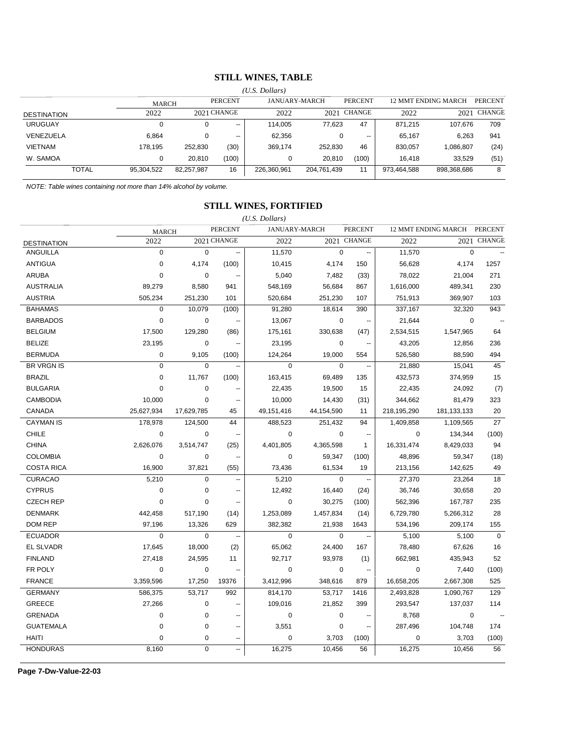## STILL WINES, TABLE

*(U.S. Dollars)*

| DESTINATION | MARCH 2022 | 2021 | PERCENT CHANGE | JANUARY-MARCH 2022 | 2021 | PERCENT CHANGE | 12 MMT ENDING MARCH 2022 | 2021 | PERCENT CHANGE |
|---|---|---|---|---|---|---|---|---|---|
| URUGUAY | 0 | 0 | -- | 114,005 | 77,623 | 47 | 871,215 | 107,676 | 709 |
| VENEZUELA | 6,864 | 0 | -- | 62,356 | 0 | -- | 65,167 | 6,263 | 941 |
| VIETNAM | 178,195 | 252,830 | (30) | 369,174 | 252,830 | 46 | 830,057 | 1,086,807 | (24) |
| W. SAMOA | 0 | 20,810 | (100) | 0 | 20,810 | (100) | 16,418 | 33,529 | (51) |
| TOTAL | 95,304,522 | 82,257,987 | 16 | 226,360,961 | 204,761,439 | 11 | 973,464,588 | 898,368,686 | 8 |

*NOTE: Table wines containing not more than 14% alcohol by volume.*

## STILL WINES, FORTIFIED

*(U.S. Dollars)*

| DESTINATION | MARCH 2022 | 2021 | PERCENT CHANGE | JANUARY-MARCH 2022 | 2021 | PERCENT CHANGE | 12 MMT ENDING MARCH 2022 | 2021 | PERCENT CHANGE |
|---|---|---|---|---|---|---|---|---|---|
| ANGUILLA | 0 | 0 | -- | 11,570 | 0 | -- | 11,570 | 0 | -- |
| ANTIGUA | 0 | 4,174 | (100) | 10,415 | 4,174 | 150 | 56,628 | 4,174 | 1257 |
| ARUBA | 0 | 0 | -- | 5,040 | 7,482 | (33) | 78,022 | 21,004 | 271 |
| AUSTRALIA | 89,279 | 8,580 | 941 | 548,169 | 56,684 | 867 | 1,616,000 | 489,341 | 230 |
| AUSTRIA | 505,234 | 251,230 | 101 | 520,684 | 251,230 | 107 | 751,913 | 369,907 | 103 |
| BAHAMAS | 0 | 10,079 | (100) | 91,280 | 18,614 | 390 | 337,167 | 32,320 | 943 |
| BARBADOS | 0 | 0 | -- | 13,067 | 0 | -- | 21,644 | 0 | -- |
| BELGIUM | 17,500 | 129,280 | (86) | 175,161 | 330,638 | (47) | 2,534,515 | 1,547,965 | 64 |
| BELIZE | 23,195 | 0 | -- | 23,195 | 0 | -- | 43,205 | 12,856 | 236 |
| BERMUDA | 0 | 9,105 | (100) | 124,264 | 19,000 | 554 | 526,580 | 88,590 | 494 |
| BR VRGN IS | 0 | 0 | -- | 0 | 0 | -- | 21,880 | 15,041 | 45 |
| BRAZIL | 0 | 11,767 | (100) | 163,415 | 69,489 | 135 | 432,573 | 374,959 | 15 |
| BULGARIA | 0 | 0 | -- | 22,435 | 19,500 | 15 | 22,435 | 24,092 | (7) |
| CAMBODIA | 10,000 | 0 | -- | 10,000 | 14,430 | (31) | 344,662 | 81,479 | 323 |
| CANADA | 25,627,934 | 17,629,785 | 45 | 49,151,416 | 44,154,590 | 11 | 218,195,290 | 181,133,133 | 20 |
| CAYMAN IS | 178,978 | 124,500 | 44 | 488,523 | 251,432 | 94 | 1,409,858 | 1,109,565 | 27 |
| CHILE | 0 | 0 | -- | 0 | 0 | -- | 0 | 134,344 | (100) |
| CHINA | 2,626,076 | 3,514,747 | (25) | 4,401,805 | 4,365,598 | 1 | 16,331,474 | 8,429,033 | 94 |
| COLOMBIA | 0 | 0 | -- | 0 | 59,347 | (100) | 48,896 | 59,347 | (18) |
| COSTA RICA | 16,900 | 37,821 | (55) | 73,436 | 61,534 | 19 | 213,156 | 142,625 | 49 |
| CURACAO | 5,210 | 0 | -- | 5,210 | 0 | -- | 27,370 | 23,264 | 18 |
| CYPRUS | 0 | 0 | -- | 12,492 | 16,440 | (24) | 36,746 | 30,658 | 20 |
| CZECH REP | 0 | 0 | -- | 0 | 30,275 | (100) | 562,396 | 167,787 | 235 |
| DENMARK | 442,458 | 517,190 | (14) | 1,253,089 | 1,457,834 | (14) | 6,729,780 | 5,266,312 | 28 |
| DOM REP | 97,196 | 13,326 | 629 | 382,382 | 21,938 | 1643 | 534,196 | 209,174 | 155 |
| ECUADOR | 0 | 0 | -- | 0 | 0 | -- | 5,100 | 5,100 | 0 |
| EL SLVADR | 17,645 | 18,000 | (2) | 65,062 | 24,400 | 167 | 78,480 | 67,626 | 16 |
| FINLAND | 27,418 | 24,595 | 11 | 92,717 | 93,978 | (1) | 662,981 | 435,943 | 52 |
| FR POLY | 0 | 0 | -- | 0 | 0 | -- | 0 | 7,440 | (100) |
| FRANCE | 3,359,596 | 17,250 | 19376 | 3,412,996 | 348,616 | 879 | 16,658,205 | 2,667,308 | 525 |
| GERMANY | 586,375 | 53,717 | 992 | 814,170 | 53,717 | 1416 | 2,493,828 | 1,090,767 | 129 |
| GREECE | 27,266 | 0 | -- | 109,016 | 21,852 | 399 | 293,547 | 137,037 | 114 |
| GRENADA | 0 | 0 | -- | 0 | 0 | -- | 8,768 | 0 | -- |
| GUATEMALA | 0 | 0 | -- | 3,551 | 0 | -- | 287,496 | 104,748 | 174 |
| HAITI | 0 | 0 | -- | 0 | 3,703 | (100) | 0 | 3,703 | (100) |
| HONDURAS | 8,160 | 0 | -- | 16,275 | 10,456 | 56 | 16,275 | 10,456 | 56 |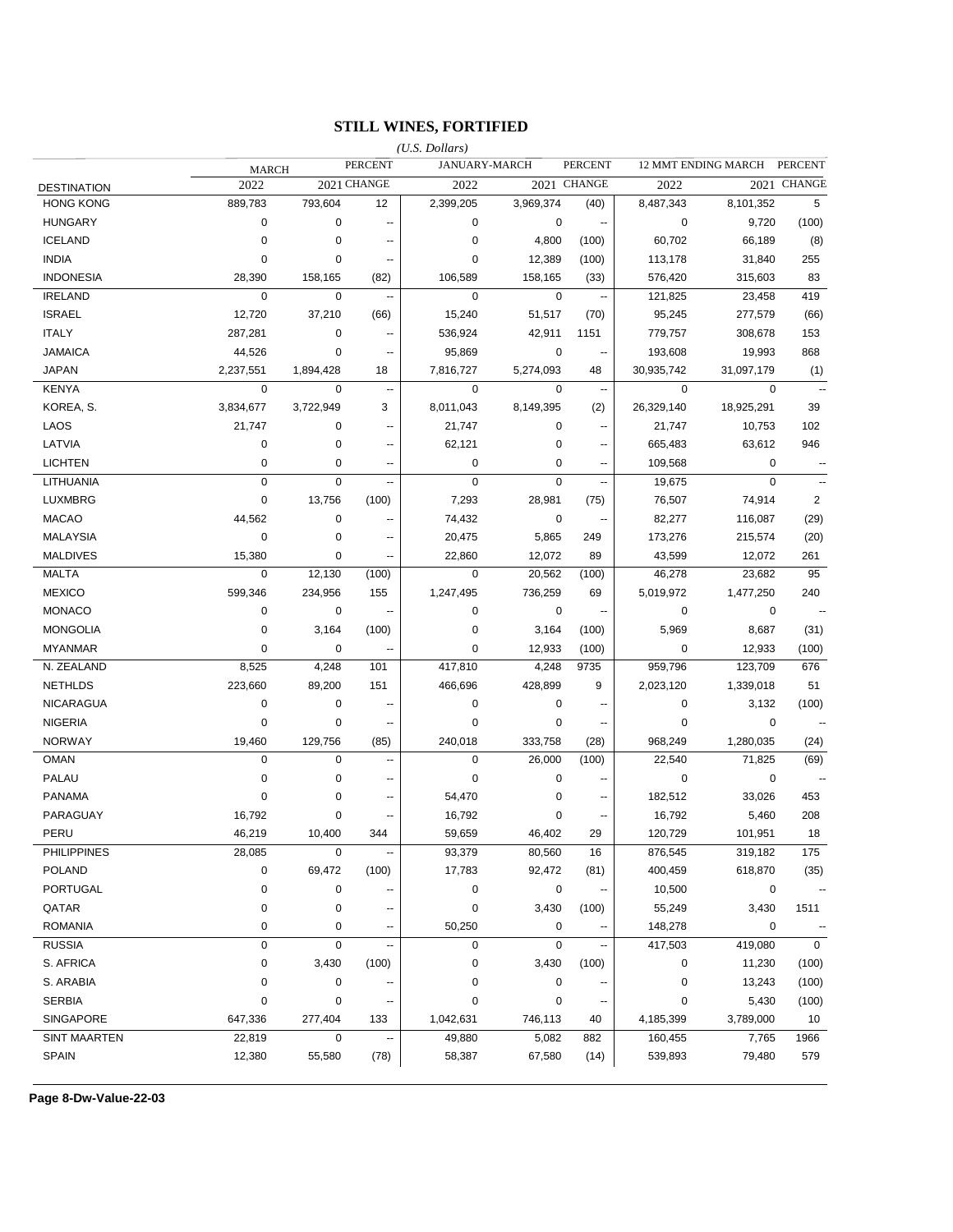# STILL WINES, FORTIFIED

*(U.S. Dollars)*

| DESTINATION | MARCH 2022 | MARCH 2021 | PERCENT CHANGE | JANUARY-MARCH 2022 | JANUARY-MARCH 2021 | PERCENT CHANGE | 12 MMT ENDING MARCH 2022 | 12 MMT ENDING MARCH 2021 | PERCENT CHANGE |
|---|---|---|---|---|---|---|---|---|---|
| HONG KONG | 889,783 | 793,604 | 12 | 2,399,205 | 3,969,374 | (40) | 8,487,343 | 8,101,352 | 5 |
| HUNGARY | 0 | 0 | -- | 0 | 0 | -- | 0 | 9,720 | (100) |
| ICELAND | 0 | 0 | -- | 0 | 4,800 | (100) | 60,702 | 66,189 | (8) |
| INDIA | 0 | 0 | -- | 0 | 12,389 | (100) | 113,178 | 31,840 | 255 |
| INDONESIA | 28,390 | 158,165 | (82) | 106,589 | 158,165 | (33) | 576,420 | 315,603 | 83 |
| IRELAND | 0 | 0 | -- | 0 | 0 | -- | 121,825 | 23,458 | 419 |
| ISRAEL | 12,720 | 37,210 | (66) | 15,240 | 51,517 | (70) | 95,245 | 277,579 | (66) |
| ITALY | 287,281 | 0 | -- | 536,924 | 42,911 | 1151 | 779,757 | 308,678 | 153 |
| JAMAICA | 44,526 | 0 | -- | 95,869 | 0 | -- | 193,608 | 19,993 | 868 |
| JAPAN | 2,237,551 | 1,894,428 | 18 | 7,816,727 | 5,274,093 | 48 | 30,935,742 | 31,097,179 | (1) |
| KENYA | 0 | 0 | -- | 0 | 0 | -- | 0 | 0 | -- |
| KOREA, S. | 3,834,677 | 3,722,949 | 3 | 8,011,043 | 8,149,395 | (2) | 26,329,140 | 18,925,291 | 39 |
| LAOS | 21,747 | 0 | -- | 21,747 | 0 | -- | 21,747 | 10,753 | 102 |
| LATVIA | 0 | 0 | -- | 62,121 | 0 | -- | 665,483 | 63,612 | 946 |
| LICHTEN | 0 | 0 | -- | 0 | 0 | -- | 109,568 | 0 | -- |
| LITHUANIA | 0 | 0 | -- | 0 | 0 | -- | 19,675 | 0 | -- |
| LUXMBRG | 0 | 13,756 | (100) | 7,293 | 28,981 | (75) | 76,507 | 74,914 | 2 |
| MACAO | 44,562 | 0 | -- | 74,432 | 0 | -- | 82,277 | 116,087 | (29) |
| MALAYSIA | 0 | 0 | -- | 20,475 | 5,865 | 249 | 173,276 | 215,574 | (20) |
| MALDIVES | 15,380 | 0 | -- | 22,860 | 12,072 | 89 | 43,599 | 12,072 | 261 |
| MALTA | 0 | 12,130 | (100) | 0 | 20,562 | (100) | 46,278 | 23,682 | 95 |
| MEXICO | 599,346 | 234,956 | 155 | 1,247,495 | 736,259 | 69 | 5,019,972 | 1,477,250 | 240 |
| MONACO | 0 | 0 | -- | 0 | 0 | -- | 0 | 0 | -- |
| MONGOLIA | 0 | 3,164 | (100) | 0 | 3,164 | (100) | 5,969 | 8,687 | (31) |
| MYANMAR | 0 | 0 | -- | 0 | 12,933 | (100) | 0 | 12,933 | (100) |
| N. ZEALAND | 8,525 | 4,248 | 101 | 417,810 | 4,248 | 9735 | 959,796 | 123,709 | 676 |
| NETHLDS | 223,660 | 89,200 | 151 | 466,696 | 428,899 | 9 | 2,023,120 | 1,339,018 | 51 |
| NICARAGUA | 0 | 0 | -- | 0 | 0 | -- | 0 | 3,132 | (100) |
| NIGERIA | 0 | 0 | -- | 0 | 0 | -- | 0 | 0 | -- |
| NORWAY | 19,460 | 129,756 | (85) | 240,018 | 333,758 | (28) | 968,249 | 1,280,035 | (24) |
| OMAN | 0 | 0 | -- | 0 | 26,000 | (100) | 22,540 | 71,825 | (69) |
| PALAU | 0 | 0 | -- | 0 | 0 | -- | 0 | 0 | -- |
| PANAMA | 0 | 0 | -- | 54,470 | 0 | -- | 182,512 | 33,026 | 453 |
| PARAGUAY | 16,792 | 0 | -- | 16,792 | 0 | -- | 16,792 | 5,460 | 208 |
| PERU | 46,219 | 10,400 | 344 | 59,659 | 46,402 | 29 | 120,729 | 101,951 | 18 |
| PHILIPPINES | 28,085 | 0 | -- | 93,379 | 80,560 | 16 | 876,545 | 319,182 | 175 |
| POLAND | 0 | 69,472 | (100) | 17,783 | 92,472 | (81) | 400,459 | 618,870 | (35) |
| PORTUGAL | 0 | 0 | -- | 0 | 0 | -- | 10,500 | 0 | -- |
| QATAR | 0 | 0 | -- | 0 | 3,430 | (100) | 55,249 | 3,430 | 1511 |
| ROMANIA | 0 | 0 | -- | 50,250 | 0 | -- | 148,278 | 0 | -- |
| RUSSIA | 0 | 0 | -- | 0 | 0 | -- | 417,503 | 419,080 | 0 |
| S. AFRICA | 0 | 3,430 | (100) | 0 | 3,430 | (100) | 0 | 11,230 | (100) |
| S. ARABIA | 0 | 0 | -- | 0 | 0 | -- | 0 | 13,243 | (100) |
| SERBIA | 0 | 0 | -- | 0 | 0 | -- | 0 | 5,430 | (100) |
| SINGAPORE | 647,336 | 277,404 | 133 | 1,042,631 | 746,113 | 40 | 4,185,399 | 3,789,000 | 10 |
| SINT MAARTEN | 22,819 | 0 | -- | 49,880 | 5,082 | 882 | 160,455 | 7,765 | 1966 |
| SPAIN | 12,380 | 55,580 | (78) | 58,387 | 67,580 | (14) | 539,893 | 79,480 | 579 |

**Page 8-Dw-Value-22-03**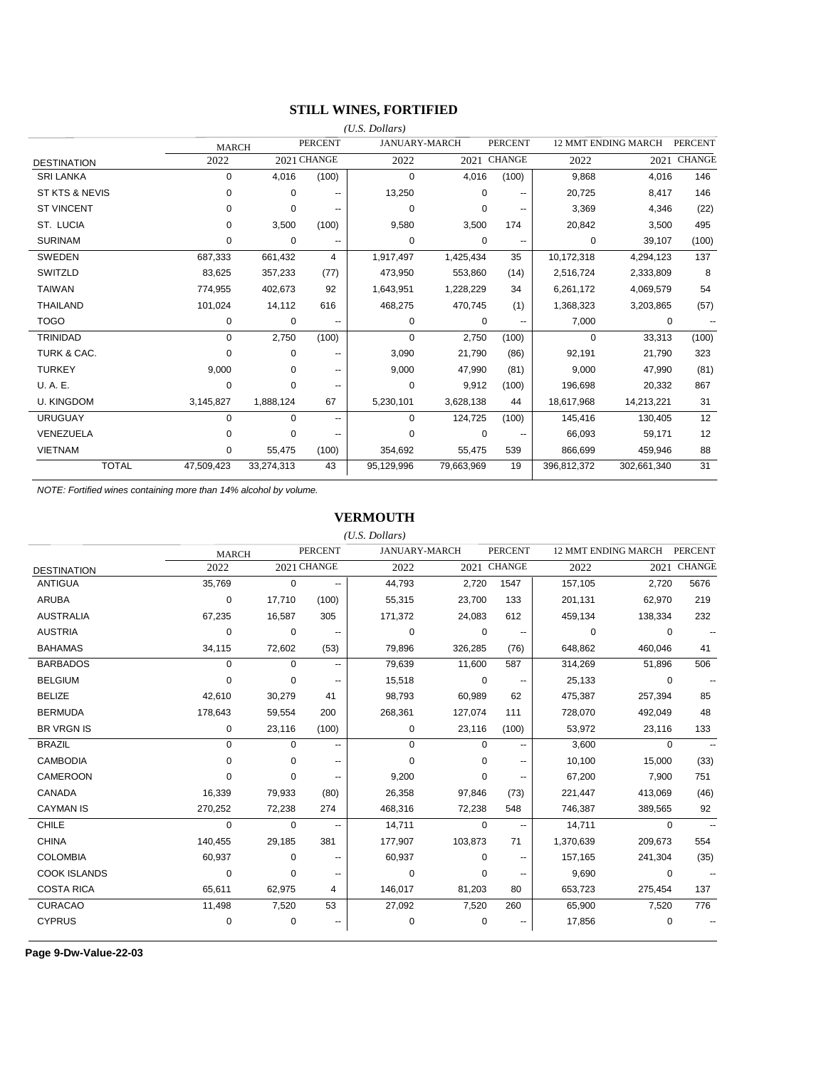## STILL WINES, FORTIFIED

*(U.S. Dollars)*

| DESTINATION | MARCH 2022 | MARCH 2021 | PERCENT CHANGE | JANUARY-MARCH 2022 | JANUARY-MARCH 2021 | PERCENT CHANGE | 12 MMT ENDING MARCH 2022 | 12 MMT ENDING MARCH 2021 | PERCENT CHANGE |
|---|---|---|---|---|---|---|---|---|---|
| SRI LANKA | 0 | 4,016 | (100) | 0 | 4,016 | (100) | 9,868 | 4,016 | 146 |
| ST KTS & NEVIS | 0 | 0 | -- | 13,250 | 0 | -- | 20,725 | 8,417 | 146 |
| ST VINCENT | 0 | 0 | -- | 0 | 0 | -- | 3,369 | 4,346 | (22) |
| ST. LUCIA | 0 | 3,500 | (100) | 9,580 | 3,500 | 174 | 20,842 | 3,500 | 495 |
| SURINAM | 0 | 0 | -- | 0 | 0 | -- | 0 | 39,107 | (100) |
| SWEDEN | 687,333 | 661,432 | 4 | 1,917,497 | 1,425,434 | 35 | 10,172,318 | 4,294,123 | 137 |
| SWITZLD | 83,625 | 357,233 | (77) | 473,950 | 553,860 | (14) | 2,516,724 | 2,333,809 | 8 |
| TAIWAN | 774,955 | 402,673 | 92 | 1,643,951 | 1,228,229 | 34 | 6,261,172 | 4,069,579 | 54 |
| THAILAND | 101,024 | 14,112 | 616 | 468,275 | 470,745 | (1) | 1,368,323 | 3,203,865 | (57) |
| TOGO | 0 | 0 | -- | 0 | 0 | -- | 7,000 | 0 | -- |
| TRINIDAD | 0 | 2,750 | (100) | 0 | 2,750 | (100) | 0 | 33,313 | (100) |
| TURK & CAC. | 0 | 0 | -- | 3,090 | 21,790 | (86) | 92,191 | 21,790 | 323 |
| TURKEY | 9,000 | 0 | -- | 9,000 | 47,990 | (81) | 9,000 | 47,990 | (81) |
| U. A. E. | 0 | 0 | -- | 0 | 9,912 | (100) | 196,698 | 20,332 | 867 |
| U. KINGDOM | 3,145,827 | 1,888,124 | 67 | 5,230,101 | 3,628,138 | 44 | 18,617,968 | 14,213,221 | 31 |
| URUGUAY | 0 | 0 | -- | 0 | 124,725 | (100) | 145,416 | 130,405 | 12 |
| VENEZUELA | 0 | 0 | -- | 0 | 0 | -- | 66,093 | 59,171 | 12 |
| VIETNAM | 0 | 55,475 | (100) | 354,692 | 55,475 | 539 | 866,699 | 459,946 | 88 |
| TOTAL | 47,509,423 | 33,274,313 | 43 | 95,129,996 | 79,663,969 | 19 | 396,812,372 | 302,661,340 | 31 |

*NOTE: Fortified wines containing more than 14% alcohol by volume.*

## VERMOUTH

*(U.S. Dollars)*

| DESTINATION | MARCH 2022 | MARCH 2021 | PERCENT CHANGE | JANUARY-MARCH 2022 | JANUARY-MARCH 2021 | PERCENT CHANGE | 12 MMT ENDING MARCH 2022 | 12 MMT ENDING MARCH 2021 | PERCENT CHANGE |
|---|---|---|---|---|---|---|---|---|---|
| ANTIGUA | 35,769 | 0 | -- | 44,793 | 2,720 | 1547 | 157,105 | 2,720 | 5676 |
| ARUBA | 0 | 17,710 | (100) | 55,315 | 23,700 | 133 | 201,131 | 62,970 | 219 |
| AUSTRALIA | 67,235 | 16,587 | 305 | 171,372 | 24,083 | 612 | 459,134 | 138,334 | 232 |
| AUSTRIA | 0 | 0 | -- | 0 | 0 | -- | 0 | 0 | -- |
| BAHAMAS | 34,115 | 72,602 | (53) | 79,896 | 326,285 | (76) | 648,862 | 460,046 | 41 |
| BARBADOS | 0 | 0 | -- | 79,639 | 11,600 | 587 | 314,269 | 51,896 | 506 |
| BELGIUM | 0 | 0 | -- | 15,518 | 0 | -- | 25,133 | 0 | -- |
| BELIZE | 42,610 | 30,279 | 41 | 98,793 | 60,989 | 62 | 475,387 | 257,394 | 85 |
| BERMUDA | 178,643 | 59,554 | 200 | 268,361 | 127,074 | 111 | 728,070 | 492,049 | 48 |
| BR VRGN IS | 0 | 23,116 | (100) | 0 | 23,116 | (100) | 53,972 | 23,116 | 133 |
| BRAZIL | 0 | 0 | -- | 0 | 0 | -- | 3,600 | 0 | -- |
| CAMBODIA | 0 | 0 | -- | 0 | 0 | -- | 10,100 | 15,000 | (33) |
| CAMEROON | 0 | 0 | -- | 9,200 | 0 | -- | 67,200 | 7,900 | 751 |
| CANADA | 16,339 | 79,933 | (80) | 26,358 | 97,846 | (73) | 221,447 | 413,069 | (46) |
| CAYMAN IS | 270,252 | 72,238 | 274 | 468,316 | 72,238 | 548 | 746,387 | 389,565 | 92 |
| CHILE | 0 | 0 | -- | 14,711 | 0 | -- | 14,711 | 0 | -- |
| CHINA | 140,455 | 29,185 | 381 | 177,907 | 103,873 | 71 | 1,370,639 | 209,673 | 554 |
| COLOMBIA | 60,937 | 0 | -- | 60,937 | 0 | -- | 157,165 | 241,304 | (35) |
| COOK ISLANDS | 0 | 0 | -- | 0 | 0 | -- | 9,690 | 0 | -- |
| COSTA RICA | 65,611 | 62,975 | 4 | 146,017 | 81,203 | 80 | 653,723 | 275,454 | 137 |
| CURACAO | 11,498 | 7,520 | 53 | 27,092 | 7,520 | 260 | 65,900 | 7,520 | 776 |
| CYPRUS | 0 | 0 | -- | 0 | 0 | -- | 17,856 | 0 | -- |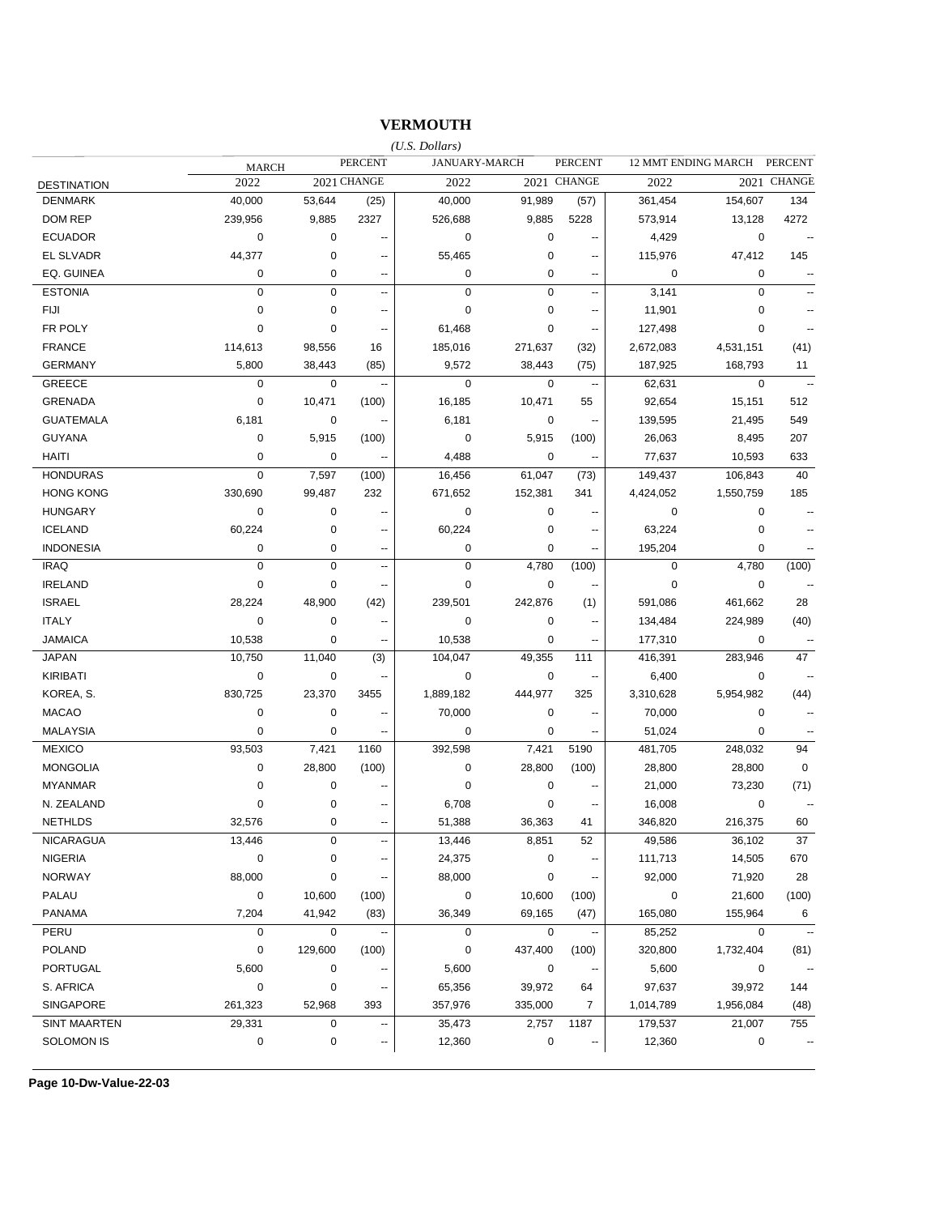## VERMOUTH

*(U.S. Dollars)*

| DESTINATION | MARCH 2022 | MARCH 2021 | PERCENT CHANGE | JANUARY-MARCH 2022 | JANUARY-MARCH 2021 | PERCENT CHANGE | 12 MMT ENDING MARCH 2022 | 12 MMT ENDING MARCH 2021 | PERCENT CHANGE |
|---|---|---|---|---|---|---|---|---|---|
| DENMARK | 40,000 | 53,644 | (25) | 40,000 | 91,989 | (57) | 361,454 | 154,607 | 134 |
| DOM REP | 239,956 | 9,885 | 2327 | 526,688 | 9,885 | 5228 | 573,914 | 13,128 | 4272 |
| ECUADOR | 0 | 0 | -- | 0 | 0 | -- | 4,429 | 0 | -- |
| EL SLVADR | 44,377 | 0 | -- | 55,465 | 0 | -- | 115,976 | 47,412 | 145 |
| EQ. GUINEA | 0 | 0 | -- | 0 | 0 | -- | 0 | 0 | -- |
| ESTONIA | 0 | 0 | -- | 0 | 0 | -- | 3,141 | 0 | -- |
| FIJI | 0 | 0 | -- | 0 | 0 | -- | 11,901 | 0 | -- |
| FR POLY | 0 | 0 | -- | 61,468 | 0 | -- | 127,498 | 0 | -- |
| FRANCE | 114,613 | 98,556 | 16 | 185,016 | 271,637 | (32) | 2,672,083 | 4,531,151 | (41) |
| GERMANY | 5,800 | 38,443 | (85) | 9,572 | 38,443 | (75) | 187,925 | 168,793 | 11 |
| GREECE | 0 | 0 | -- | 0 | 0 | -- | 62,631 | 0 | -- |
| GRENADA | 0 | 10,471 | (100) | 16,185 | 10,471 | 55 | 92,654 | 15,151 | 512 |
| GUATEMALA | 6,181 | 0 | -- | 6,181 | 0 | -- | 139,595 | 21,495 | 549 |
| GUYANA | 0 | 5,915 | (100) | 0 | 5,915 | (100) | 26,063 | 8,495 | 207 |
| HAITI | 0 | 0 | -- | 4,488 | 0 | -- | 77,637 | 10,593 | 633 |
| HONDURAS | 0 | 7,597 | (100) | 16,456 | 61,047 | (73) | 149,437 | 106,843 | 40 |
| HONG KONG | 330,690 | 99,487 | 232 | 671,652 | 152,381 | 341 | 4,424,052 | 1,550,759 | 185 |
| HUNGARY | 0 | 0 | -- | 0 | 0 | -- | 0 | 0 | -- |
| ICELAND | 60,224 | 0 | -- | 60,224 | 0 | -- | 63,224 | 0 | -- |
| INDONESIA | 0 | 0 | -- | 0 | 0 | -- | 195,204 | 0 | -- |
| IRAQ | 0 | 0 | -- | 0 | 4,780 | (100) | 0 | 4,780 | (100) |
| IRELAND | 0 | 0 | -- | 0 | 0 | -- | 0 | 0 | -- |
| ISRAEL | 28,224 | 48,900 | (42) | 239,501 | 242,876 | (1) | 591,086 | 461,662 | 28 |
| ITALY | 0 | 0 | -- | 0 | 0 | -- | 134,484 | 224,989 | (40) |
| JAMAICA | 10,538 | 0 | -- | 10,538 | 0 | -- | 177,310 | 0 | -- |
| JAPAN | 10,750 | 11,040 | (3) | 104,047 | 49,355 | 111 | 416,391 | 283,946 | 47 |
| KIRIBATI | 0 | 0 | -- | 0 | 0 | -- | 6,400 | 0 | -- |
| KOREA, S. | 830,725 | 23,370 | 3455 | 1,889,182 | 444,977 | 325 | 3,310,628 | 5,954,982 | (44) |
| MACAO | 0 | 0 | -- | 70,000 | 0 | -- | 70,000 | 0 | -- |
| MALAYSIA | 0 | 0 | -- | 0 | 0 | -- | 51,024 | 0 | -- |
| MEXICO | 93,503 | 7,421 | 1160 | 392,598 | 7,421 | 5190 | 481,705 | 248,032 | 94 |
| MONGOLIA | 0 | 28,800 | (100) | 0 | 28,800 | (100) | 28,800 | 28,800 | 0 |
| MYANMAR | 0 | 0 | -- | 0 | 0 | -- | 21,000 | 73,230 | (71) |
| N. ZEALAND | 0 | 0 | -- | 6,708 | 0 | -- | 16,008 | 0 | -- |
| NETHLDS | 32,576 | 0 | -- | 51,388 | 36,363 | 41 | 346,820 | 216,375 | 60 |
| NICARAGUA | 13,446 | 0 | -- | 13,446 | 8,851 | 52 | 49,586 | 36,102 | 37 |
| NIGERIA | 0 | 0 | -- | 24,375 | 0 | -- | 111,713 | 14,505 | 670 |
| NORWAY | 88,000 | 0 | -- | 88,000 | 0 | -- | 92,000 | 71,920 | 28 |
| PALAU | 0 | 10,600 | (100) | 0 | 10,600 | (100) | 0 | 21,600 | (100) |
| PANAMA | 7,204 | 41,942 | (83) | 36,349 | 69,165 | (47) | 165,080 | 155,964 | 6 |
| PERU | 0 | 0 | -- | 0 | 0 | -- | 85,252 | 0 | -- |
| POLAND | 0 | 129,600 | (100) | 0 | 437,400 | (100) | 320,800 | 1,732,404 | (81) |
| PORTUGAL | 5,600 | 0 | -- | 5,600 | 0 | -- | 5,600 | 0 | -- |
| S. AFRICA | 0 | 0 | -- | 65,356 | 39,972 | 64 | 97,637 | 39,972 | 144 |
| SINGAPORE | 261,323 | 52,968 | 393 | 357,976 | 335,000 | 7 | 1,014,789 | 1,956,084 | (48) |
| SINT MAARTEN | 29,331 | 0 | -- | 35,473 | 2,757 | 1187 | 179,537 | 21,007 | 755 |
| SOLOMON IS | 0 | 0 | -- | 12,360 | 0 | -- | 12,360 | 0 | -- |

**Page 10-Dw-Value-22-03**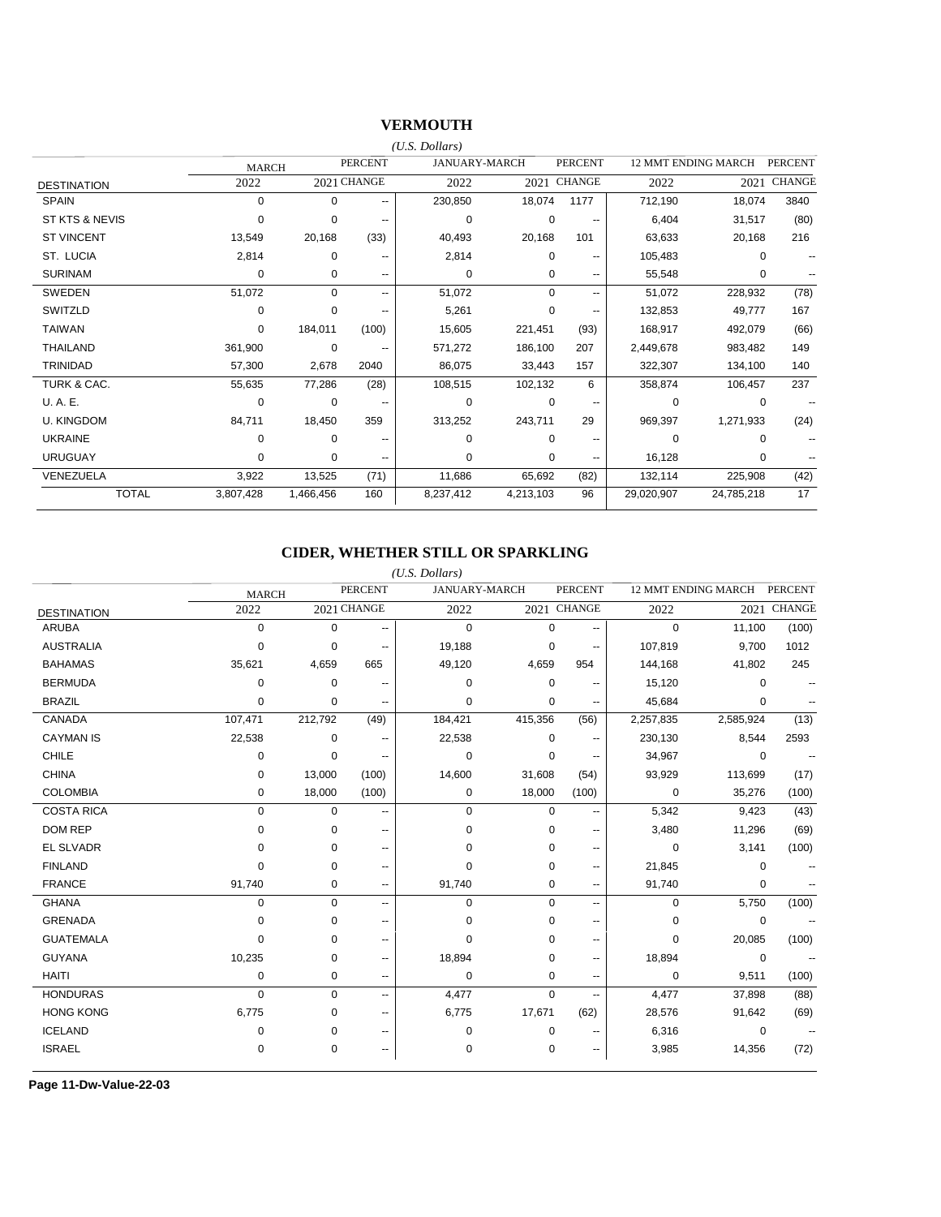## VERMOUTH

*(U.S. Dollars)*

| DESTINATION | MARCH 2022 | MARCH 2021 | PERCENT CHANGE | JANUARY-MARCH 2022 | JANUARY-MARCH 2021 | PERCENT CHANGE | 12 MMT ENDING MARCH 2022 | 12 MMT ENDING MARCH 2021 | PERCENT CHANGE |
|---|---|---|---|---|---|---|---|---|---|
| SPAIN | 0 | 0 | -- | 230,850 | 18,074 | 1177 | 712,190 | 18,074 | 3840 |
| ST KTS & NEVIS | 0 | 0 | -- | 0 | 0 | -- | 6,404 | 31,517 | (80) |
| ST VINCENT | 13,549 | 20,168 | (33) | 40,493 | 20,168 | 101 | 63,633 | 20,168 | 216 |
| ST. LUCIA | 2,814 | 0 | -- | 2,814 | 0 | -- | 105,483 | 0 | -- |
| SURINAM | 0 | 0 | -- | 0 | 0 | -- | 55,548 | 0 | -- |
| SWEDEN | 51,072 | 0 | -- | 51,072 | 0 | -- | 51,072 | 228,932 | (78) |
| SWITZLD | 0 | 0 | -- | 5,261 | 0 | -- | 132,853 | 49,777 | 167 |
| TAIWAN | 0 | 184,011 | (100) | 15,605 | 221,451 | (93) | 168,917 | 492,079 | (66) |
| THAILAND | 361,900 | 0 | -- | 571,272 | 186,100 | 207 | 2,449,678 | 983,482 | 149 |
| TRINIDAD | 57,300 | 2,678 | 2040 | 86,075 | 33,443 | 157 | 322,307 | 134,100 | 140 |
| TURK & CAC. | 55,635 | 77,286 | (28) | 108,515 | 102,132 | 6 | 358,874 | 106,457 | 237 |
| U. A. E. | 0 | 0 | -- | 0 | 0 | -- | 0 | 0 | -- |
| U. KINGDOM | 84,711 | 18,450 | 359 | 313,252 | 243,711 | 29 | 969,397 | 1,271,933 | (24) |
| UKRAINE | 0 | 0 | -- | 0 | 0 | -- | 0 | 0 | -- |
| URUGUAY | 0 | 0 | -- | 0 | 0 | -- | 16,128 | 0 | -- |
| VENEZUELA | 3,922 | 13,525 | (71) | 11,686 | 65,692 | (82) | 132,114 | 225,908 | (42) |
| TOTAL | 3,807,428 | 1,466,456 | 160 | 8,237,412 | 4,213,103 | 96 | 29,020,907 | 24,785,218 | 17 |

## CIDER, WHETHER STILL OR SPARKLING

*(U.S. Dollars)*

| DESTINATION | MARCH 2022 | MARCH 2021 | PERCENT CHANGE | JANUARY-MARCH 2022 | JANUARY-MARCH 2021 | PERCENT CHANGE | 12 MMT ENDING MARCH 2022 | 12 MMT ENDING MARCH 2021 | PERCENT CHANGE |
|---|---|---|---|---|---|---|---|---|---|
| ARUBA | 0 | 0 | -- | 0 | 0 | -- | 0 | 11,100 | (100) |
| AUSTRALIA | 0 | 0 | -- | 19,188 | 0 | -- | 107,819 | 9,700 | 1012 |
| BAHAMAS | 35,621 | 4,659 | 665 | 49,120 | 4,659 | 954 | 144,168 | 41,802 | 245 |
| BERMUDA | 0 | 0 | -- | 0 | 0 | -- | 15,120 | 0 | -- |
| BRAZIL | 0 | 0 | -- | 0 | 0 | -- | 45,684 | 0 | -- |
| CANADA | 107,471 | 212,792 | (49) | 184,421 | 415,356 | (56) | 2,257,835 | 2,585,924 | (13) |
| CAYMAN IS | 22,538 | 0 | -- | 22,538 | 0 | -- | 230,130 | 8,544 | 2593 |
| CHILE | 0 | 0 | -- | 0 | 0 | -- | 34,967 | 0 | -- |
| CHINA | 0 | 13,000 | (100) | 14,600 | 31,608 | (54) | 93,929 | 113,699 | (17) |
| COLOMBIA | 0 | 18,000 | (100) | 0 | 18,000 | (100) | 0 | 35,276 | (100) |
| COSTA RICA | 0 | 0 | -- | 0 | 0 | -- | 5,342 | 9,423 | (43) |
| DOM REP | 0 | 0 | -- | 0 | 0 | -- | 3,480 | 11,296 | (69) |
| EL SLVADR | 0 | 0 | -- | 0 | 0 | -- | 0 | 3,141 | (100) |
| FINLAND | 0 | 0 | -- | 0 | 0 | -- | 21,845 | 0 | -- |
| FRANCE | 91,740 | 0 | -- | 91,740 | 0 | -- | 91,740 | 0 | -- |
| GHANA | 0 | 0 | -- | 0 | 0 | -- | 0 | 5,750 | (100) |
| GRENADA | 0 | 0 | -- | 0 | 0 | -- | 0 | 0 | -- |
| GUATEMALA | 0 | 0 | -- | 0 | 0 | -- | 0 | 20,085 | (100) |
| GUYANA | 10,235 | 0 | -- | 18,894 | 0 | -- | 18,894 | 0 | -- |
| HAITI | 0 | 0 | -- | 0 | 0 | -- | 0 | 9,511 | (100) |
| HONDURAS | 0 | 0 | -- | 4,477 | 0 | -- | 4,477 | 37,898 | (88) |
| HONG KONG | 6,775 | 0 | -- | 6,775 | 17,671 | (62) | 28,576 | 91,642 | (69) |
| ICELAND | 0 | 0 | -- | 0 | 0 | -- | 6,316 | 0 | -- |
| ISRAEL | 0 | 0 | -- | 0 | 0 | -- | 3,985 | 14,356 | (72) |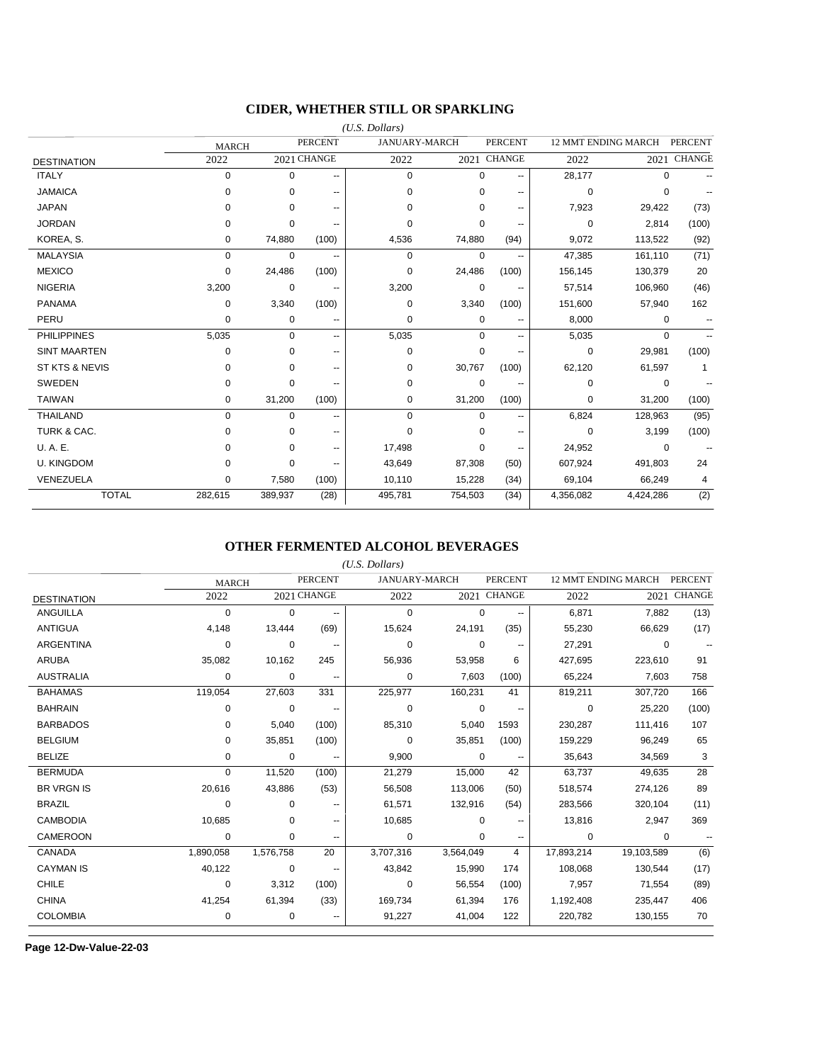## CIDER, WHETHER STILL OR SPARKLING

*(U.S. Dollars)*

| DESTINATION | MARCH 2022 | MARCH 2021 | PERCENT CHANGE | JANUARY-MARCH 2022 | JANUARY-MARCH 2021 | PERCENT CHANGE | 12 MMT ENDING MARCH 2022 | 12 MMT ENDING MARCH 2021 | PERCENT CHANGE |
|---|---|---|---|---|---|---|---|---|---|
| ITALY | 0 | 0 | -- | 0 | 0 | -- | 28,177 | 0 | -- |
| JAMAICA | 0 | 0 | -- | 0 | 0 | -- | 0 | 0 | -- |
| JAPAN | 0 | 0 | -- | 0 | 0 | -- | 7,923 | 29,422 | (73) |
| JORDAN | 0 | 0 | -- | 0 | 0 | -- | 0 | 2,814 | (100) |
| KOREA, S. | 0 | 74,880 | (100) | 4,536 | 74,880 | (94) | 9,072 | 113,522 | (92) |
| MALAYSIA | 0 | 0 | -- | 0 | 0 | -- | 47,385 | 161,110 | (71) |
| MEXICO | 0 | 24,486 | (100) | 0 | 24,486 | (100) | 156,145 | 130,379 | 20 |
| NIGERIA | 3,200 | 0 | -- | 3,200 | 0 | -- | 57,514 | 106,960 | (46) |
| PANAMA | 0 | 3,340 | (100) | 0 | 3,340 | (100) | 151,600 | 57,940 | 162 |
| PERU | 0 | 0 | -- | 0 | 0 | -- | 8,000 | 0 | -- |
| PHILIPPINES | 5,035 | 0 | -- | 5,035 | 0 | -- | 5,035 | 0 | -- |
| SINT MAARTEN | 0 | 0 | -- | 0 | 0 | -- | 0 | 29,981 | (100) |
| ST KTS & NEVIS | 0 | 0 | -- | 0 | 30,767 | (100) | 62,120 | 61,597 | 1 |
| SWEDEN | 0 | 0 | -- | 0 | 0 | -- | 0 | 0 | -- |
| TAIWAN | 0 | 31,200 | (100) | 0 | 31,200 | (100) | 0 | 31,200 | (100) |
| THAILAND | 0 | 0 | -- | 0 | 0 | -- | 6,824 | 128,963 | (95) |
| TURK & CAC. | 0 | 0 | -- | 0 | 0 | -- | 0 | 3,199 | (100) |
| U. A. E. | 0 | 0 | -- | 17,498 | 0 | -- | 24,952 | 0 | -- |
| U. KINGDOM | 0 | 0 | -- | 43,649 | 87,308 | (50) | 607,924 | 491,803 | 24 |
| VENEZUELA | 0 | 7,580 | (100) | 10,110 | 15,228 | (34) | 69,104 | 66,249 | 4 |
| TOTAL | 282,615 | 389,937 | (28) | 495,781 | 754,503 | (34) | 4,356,082 | 4,424,286 | (2) |

## OTHER FERMENTED ALCOHOL BEVERAGES

*(U.S. Dollars)*

| DESTINATION | MARCH 2022 | MARCH 2021 | PERCENT CHANGE | JANUARY-MARCH 2022 | JANUARY-MARCH 2021 | PERCENT CHANGE | 12 MMT ENDING MARCH 2022 | 12 MMT ENDING MARCH 2021 | PERCENT CHANGE |
|---|---|---|---|---|---|---|---|---|---|
| ANGUILLA | 0 | 0 | -- | 0 | 0 | -- | 6,871 | 7,882 | (13) |
| ANTIGUA | 4,148 | 13,444 | (69) | 15,624 | 24,191 | (35) | 55,230 | 66,629 | (17) |
| ARGENTINA | 0 | 0 | -- | 0 | 0 | -- | 27,291 | 0 | -- |
| ARUBA | 35,082 | 10,162 | 245 | 56,936 | 53,958 | 6 | 427,695 | 223,610 | 91 |
| AUSTRALIA | 0 | 0 | -- | 0 | 7,603 | (100) | 65,224 | 7,603 | 758 |
| BAHAMAS | 119,054 | 27,603 | 331 | 225,977 | 160,231 | 41 | 819,211 | 307,720 | 166 |
| BAHRAIN | 0 | 0 | -- | 0 | 0 | -- | 0 | 25,220 | (100) |
| BARBADOS | 0 | 5,040 | (100) | 85,310 | 5,040 | 1593 | 230,287 | 111,416 | 107 |
| BELGIUM | 0 | 35,851 | (100) | 0 | 35,851 | (100) | 159,229 | 96,249 | 65 |
| BELIZE | 0 | 0 | -- | 9,900 | 0 | -- | 35,643 | 34,569 | 3 |
| BERMUDA | 0 | 11,520 | (100) | 21,279 | 15,000 | 42 | 63,737 | 49,635 | 28 |
| BR VRGN IS | 20,616 | 43,886 | (53) | 56,508 | 113,006 | (50) | 518,574 | 274,126 | 89 |
| BRAZIL | 0 | 0 | -- | 61,571 | 132,916 | (54) | 283,566 | 320,104 | (11) |
| CAMBODIA | 10,685 | 0 | -- | 10,685 | 0 | -- | 13,816 | 2,947 | 369 |
| CAMEROON | 0 | 0 | -- | 0 | 0 | -- | 0 | 0 | -- |
| CANADA | 1,890,058 | 1,576,758 | 20 | 3,707,316 | 3,564,049 | 4 | 17,893,214 | 19,103,589 | (6) |
| CAYMAN IS | 40,122 | 0 | -- | 43,842 | 15,990 | 174 | 108,068 | 130,544 | (17) |
| CHILE | 0 | 3,312 | (100) | 0 | 56,554 | (100) | 7,957 | 71,554 | (89) |
| CHINA | 41,254 | 61,394 | (33) | 169,734 | 61,394 | 176 | 1,192,408 | 235,447 | 406 |
| COLOMBIA | 0 | 0 | -- | 91,227 | 41,004 | 122 | 220,782 | 130,155 | 70 |

**Page 12-Dw-Value-22-03**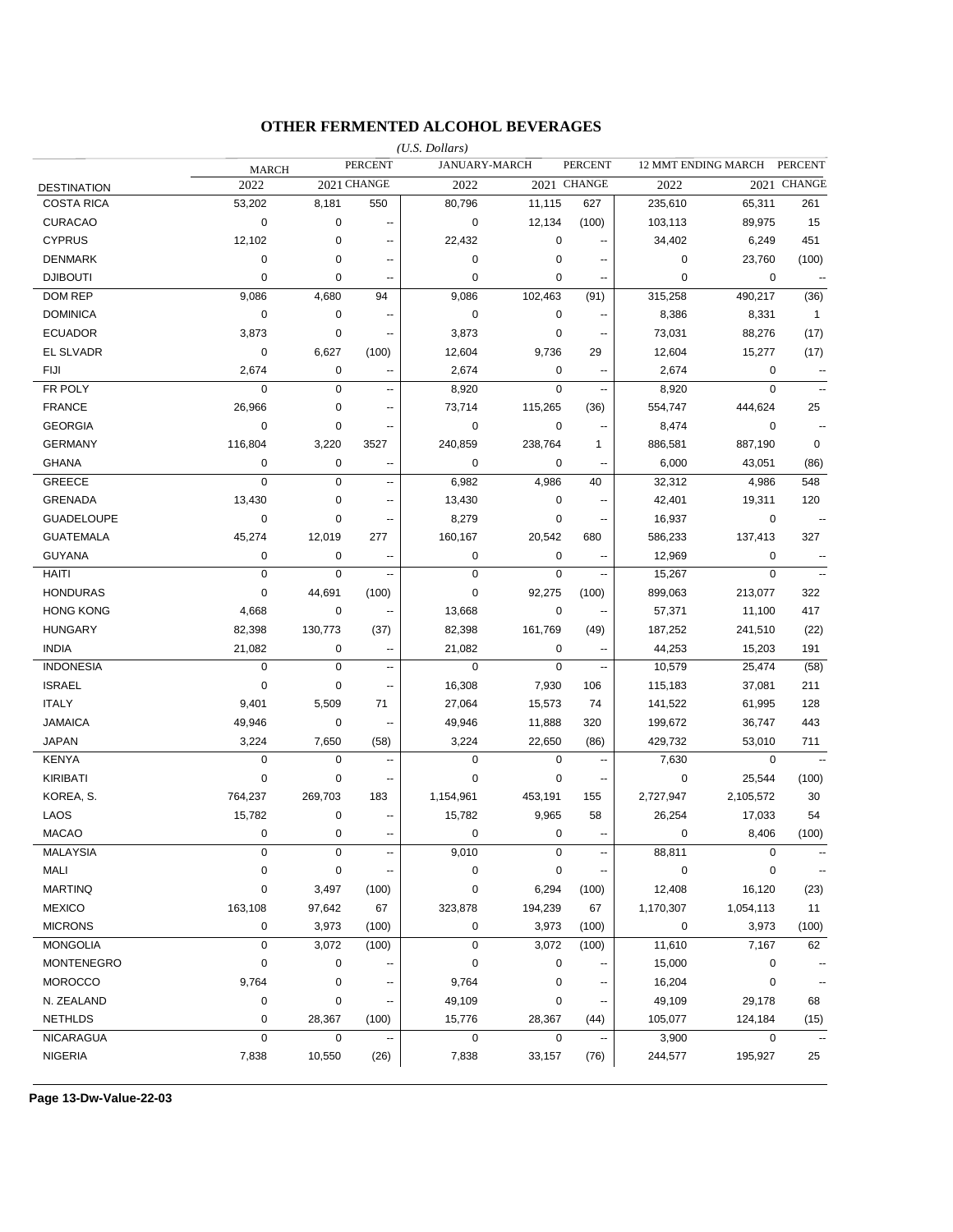## OTHER FERMENTED ALCOHOL BEVERAGES

*(U.S. Dollars)*

| DESTINATION | MARCH 2022 | MARCH 2021 | PERCENT CHANGE | JANUARY-MARCH 2022 | JANUARY-MARCH 2021 | PERCENT CHANGE | 12 MMT ENDING MARCH 2022 | 12 MMT ENDING MARCH 2021 | PERCENT CHANGE |
|---|---|---|---|---|---|---|---|---|---|
| COSTA RICA | 53,202 | 8,181 | 550 | 80,796 | 11,115 | 627 | 235,610 | 65,311 | 261 |
| CURACAO | 0 | 0 | -- | 0 | 12,134 | (100) | 103,113 | 89,975 | 15 |
| CYPRUS | 12,102 | 0 | -- | 22,432 | 0 | -- | 34,402 | 6,249 | 451 |
| DENMARK | 0 | 0 | -- | 0 | 0 | -- | 0 | 23,760 | (100) |
| DJIBOUTI | 0 | 0 | -- | 0 | 0 | -- | 0 | 0 | -- |
| DOM REP | 9,086 | 4,680 | 94 | 9,086 | 102,463 | (91) | 315,258 | 490,217 | (36) |
| DOMINICA | 0 | 0 | -- | 0 | 0 | -- | 8,386 | 8,331 | 1 |
| ECUADOR | 3,873 | 0 | -- | 3,873 | 0 | -- | 73,031 | 88,276 | (17) |
| EL SLVADR | 0 | 6,627 | (100) | 12,604 | 9,736 | 29 | 12,604 | 15,277 | (17) |
| FIJI | 2,674 | 0 | -- | 2,674 | 0 | -- | 2,674 | 0 | -- |
| FR POLY | 0 | 0 | -- | 8,920 | 0 | -- | 8,920 | 0 | -- |
| FRANCE | 26,966 | 0 | -- | 73,714 | 115,265 | (36) | 554,747 | 444,624 | 25 |
| GEORGIA | 0 | 0 | -- | 0 | 0 | -- | 8,474 | 0 | -- |
| GERMANY | 116,804 | 3,220 | 3527 | 240,859 | 238,764 | 1 | 886,581 | 887,190 | 0 |
| GHANA | 0 | 0 | -- | 0 | 0 | -- | 6,000 | 43,051 | (86) |
| GREECE | 0 | 0 | -- | 6,982 | 4,986 | 40 | 32,312 | 4,986 | 548 |
| GRENADA | 13,430 | 0 | -- | 13,430 | 0 | -- | 42,401 | 19,311 | 120 |
| GUADELOUPE | 0 | 0 | -- | 8,279 | 0 | -- | 16,937 | 0 | -- |
| GUATEMALA | 45,274 | 12,019 | 277 | 160,167 | 20,542 | 680 | 586,233 | 137,413 | 327 |
| GUYANA | 0 | 0 | -- | 0 | 0 | -- | 12,969 | 0 | -- |
| HAITI | 0 | 0 | -- | 0 | 0 | -- | 15,267 | 0 | -- |
| HONDURAS | 0 | 44,691 | (100) | 0 | 92,275 | (100) | 899,063 | 213,077 | 322 |
| HONG KONG | 4,668 | 0 | -- | 13,668 | 0 | -- | 57,371 | 11,100 | 417 |
| HUNGARY | 82,398 | 130,773 | (37) | 82,398 | 161,769 | (49) | 187,252 | 241,510 | (22) |
| INDIA | 21,082 | 0 | -- | 21,082 | 0 | -- | 44,253 | 15,203 | 191 |
| INDONESIA | 0 | 0 | -- | 0 | 0 | -- | 10,579 | 25,474 | (58) |
| ISRAEL | 0 | 0 | -- | 16,308 | 7,930 | 106 | 115,183 | 37,081 | 211 |
| ITALY | 9,401 | 5,509 | 71 | 27,064 | 15,573 | 74 | 141,522 | 61,995 | 128 |
| JAMAICA | 49,946 | 0 | -- | 49,946 | 11,888 | 320 | 199,672 | 36,747 | 443 |
| JAPAN | 3,224 | 7,650 | (58) | 3,224 | 22,650 | (86) | 429,732 | 53,010 | 711 |
| KENYA | 0 | 0 | -- | 0 | 0 | -- | 7,630 | 0 | -- |
| KIRIBATI | 0 | 0 | -- | 0 | 0 | -- | 0 | 25,544 | (100) |
| KOREA, S. | 764,237 | 269,703 | 183 | 1,154,961 | 453,191 | 155 | 2,727,947 | 2,105,572 | 30 |
| LAOS | 15,782 | 0 | -- | 15,782 | 9,965 | 58 | 26,254 | 17,033 | 54 |
| MACAO | 0 | 0 | -- | 0 | 0 | -- | 0 | 8,406 | (100) |
| MALAYSIA | 0 | 0 | -- | 9,010 | 0 | -- | 88,811 | 0 | -- |
| MALI | 0 | 0 | -- | 0 | 0 | -- | 0 | 0 | -- |
| MARTINQ | 0 | 3,497 | (100) | 0 | 6,294 | (100) | 12,408 | 16,120 | (23) |
| MEXICO | 163,108 | 97,642 | 67 | 323,878 | 194,239 | 67 | 1,170,307 | 1,054,113 | 11 |
| MICRONS | 0 | 3,973 | (100) | 0 | 3,973 | (100) | 0 | 3,973 | (100) |
| MONGOLIA | 0 | 3,072 | (100) | 0 | 3,072 | (100) | 11,610 | 7,167 | 62 |
| MONTENEGRO | 0 | 0 | -- | 0 | 0 | -- | 15,000 | 0 | -- |
| MOROCCO | 9,764 | 0 | -- | 9,764 | 0 | -- | 16,204 | 0 | -- |
| N. ZEALAND | 0 | 0 | -- | 49,109 | 0 | -- | 49,109 | 29,178 | 68 |
| NETHLDS | 0 | 28,367 | (100) | 15,776 | 28,367 | (44) | 105,077 | 124,184 | (15) |
| NICARAGUA | 0 | 0 | -- | 0 | 0 | -- | 3,900 | 0 | -- |
| NIGERIA | 7,838 | 10,550 | (26) | 7,838 | 33,157 | (76) | 244,577 | 195,927 | 25 |

**Page 13-Dw-Value-22-03**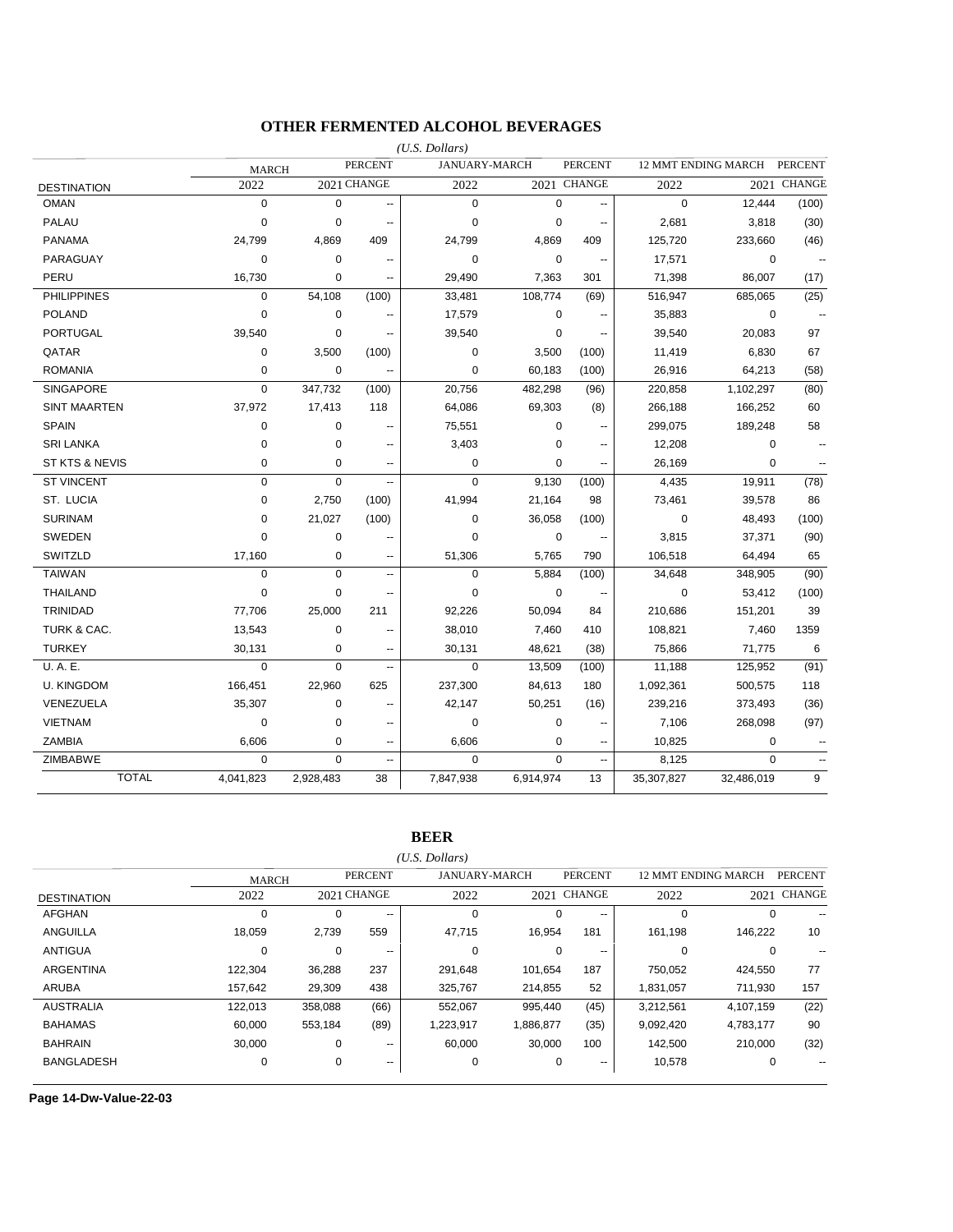## OTHER FERMENTED ALCOHOL BEVERAGES

*(U.S. Dollars)*

| DESTINATION | MARCH 2022 | MARCH 2021 | PERCENT CHANGE | JANUARY-MARCH 2022 | JANUARY-MARCH 2021 | PERCENT CHANGE | 12 MMT ENDING MARCH 2022 | 12 MMT ENDING MARCH 2021 | PERCENT CHANGE |
|---|---|---|---|---|---|---|---|---|---|
| OMAN | 0 | 0 | -- | 0 | 0 | -- | 0 | 12,444 | (100) |
| PALAU | 0 | 0 | -- | 0 | 0 | -- | 2,681 | 3,818 | (30) |
| PANAMA | 24,799 | 4,869 | 409 | 24,799 | 4,869 | 409 | 125,720 | 233,660 | (46) |
| PARAGUAY | 0 | 0 | -- | 0 | 0 | -- | 17,571 | 0 | -- |
| PERU | 16,730 | 0 | -- | 29,490 | 7,363 | 301 | 71,398 | 86,007 | (17) |
| PHILIPPINES | 0 | 54,108 | (100) | 33,481 | 108,774 | (69) | 516,947 | 685,065 | (25) |
| POLAND | 0 | 0 | -- | 17,579 | 0 | -- | 35,883 | 0 | -- |
| PORTUGAL | 39,540 | 0 | -- | 39,540 | 0 | -- | 39,540 | 20,083 | 97 |
| QATAR | 0 | 3,500 | (100) | 0 | 3,500 | (100) | 11,419 | 6,830 | 67 |
| ROMANIA | 0 | 0 | -- | 0 | 60,183 | (100) | 26,916 | 64,213 | (58) |
| SINGAPORE | 0 | 347,732 | (100) | 20,756 | 482,298 | (96) | 220,858 | 1,102,297 | (80) |
| SINT MAARTEN | 37,972 | 17,413 | 118 | 64,086 | 69,303 | (8) | 266,188 | 166,252 | 60 |
| SPAIN | 0 | 0 | -- | 75,551 | 0 | -- | 299,075 | 189,248 | 58 |
| SRI LANKA | 0 | 0 | -- | 3,403 | 0 | -- | 12,208 | 0 | -- |
| ST KTS & NEVIS | 0 | 0 | -- | 0 | 0 | -- | 26,169 | 0 | -- |
| ST VINCENT | 0 | 0 | -- | 0 | 9,130 | (100) | 4,435 | 19,911 | (78) |
| ST. LUCIA | 0 | 2,750 | (100) | 41,994 | 21,164 | 98 | 73,461 | 39,578 | 86 |
| SURINAM | 0 | 21,027 | (100) | 0 | 36,058 | (100) | 0 | 48,493 | (100) |
| SWEDEN | 0 | 0 | -- | 0 | 0 | -- | 3,815 | 37,371 | (90) |
| SWITZLD | 17,160 | 0 | -- | 51,306 | 5,765 | 790 | 106,518 | 64,494 | 65 |
| TAIWAN | 0 | 0 | -- | 0 | 5,884 | (100) | 34,648 | 348,905 | (90) |
| THAILAND | 0 | 0 | -- | 0 | 0 | -- | 0 | 53,412 | (100) |
| TRINIDAD | 77,706 | 25,000 | 211 | 92,226 | 50,094 | 84 | 210,686 | 151,201 | 39 |
| TURK & CAC. | 13,543 | 0 | -- | 38,010 | 7,460 | 410 | 108,821 | 7,460 | 1359 |
| TURKEY | 30,131 | 0 | -- | 30,131 | 48,621 | (38) | 75,866 | 71,775 | 6 |
| U. A. E. | 0 | 0 | -- | 0 | 13,509 | (100) | 11,188 | 125,952 | (91) |
| U. KINGDOM | 166,451 | 22,960 | 625 | 237,300 | 84,613 | 180 | 1,092,361 | 500,575 | 118 |
| VENEZUELA | 35,307 | 0 | -- | 42,147 | 50,251 | (16) | 239,216 | 373,493 | (36) |
| VIETNAM | 0 | 0 | -- | 0 | 0 | -- | 7,106 | 268,098 | (97) |
| ZAMBIA | 6,606 | 0 | -- | 6,606 | 0 | -- | 10,825 | 0 | -- |
| ZIMBABWE | 0 | 0 | -- | 0 | 0 | -- | 8,125 | 0 | -- |
| TOTAL | 4,041,823 | 2,928,483 | 38 | 7,847,938 | 6,914,974 | 13 | 35,307,827 | 32,486,019 | 9 |

## BEER

*(U.S. Dollars)*

| DESTINATION | MARCH 2022 | MARCH 2021 | PERCENT CHANGE | JANUARY-MARCH 2022 | JANUARY-MARCH 2021 | PERCENT CHANGE | 12 MMT ENDING MARCH 2022 | 12 MMT ENDING MARCH 2021 | PERCENT CHANGE |
|---|---|---|---|---|---|---|---|---|---|
| AFGHAN | 0 | 0 | -- | 0 | 0 | -- | 0 | 0 | -- |
| ANGUILLA | 18,059 | 2,739 | 559 | 47,715 | 16,954 | 181 | 161,198 | 146,222 | 10 |
| ANTIGUA | 0 | 0 | -- | 0 | 0 | -- | 0 | 0 | -- |
| ARGENTINA | 122,304 | 36,288 | 237 | 291,648 | 101,654 | 187 | 750,052 | 424,550 | 77 |
| ARUBA | 157,642 | 29,309 | 438 | 325,767 | 214,855 | 52 | 1,831,057 | 711,930 | 157 |
| AUSTRALIA | 122,013 | 358,088 | (66) | 552,067 | 995,440 | (45) | 3,212,561 | 4,107,159 | (22) |
| BAHAMAS | 60,000 | 553,184 | (89) | 1,223,917 | 1,886,877 | (35) | 9,092,420 | 4,783,177 | 90 |
| BAHRAIN | 30,000 | 0 | -- | 60,000 | 30,000 | 100 | 142,500 | 210,000 | (32) |
| BANGLADESH | 0 | 0 | -- | 0 | 0 | -- | 10,578 | 0 | -- |

**Page 14-Dw-Value-22-03**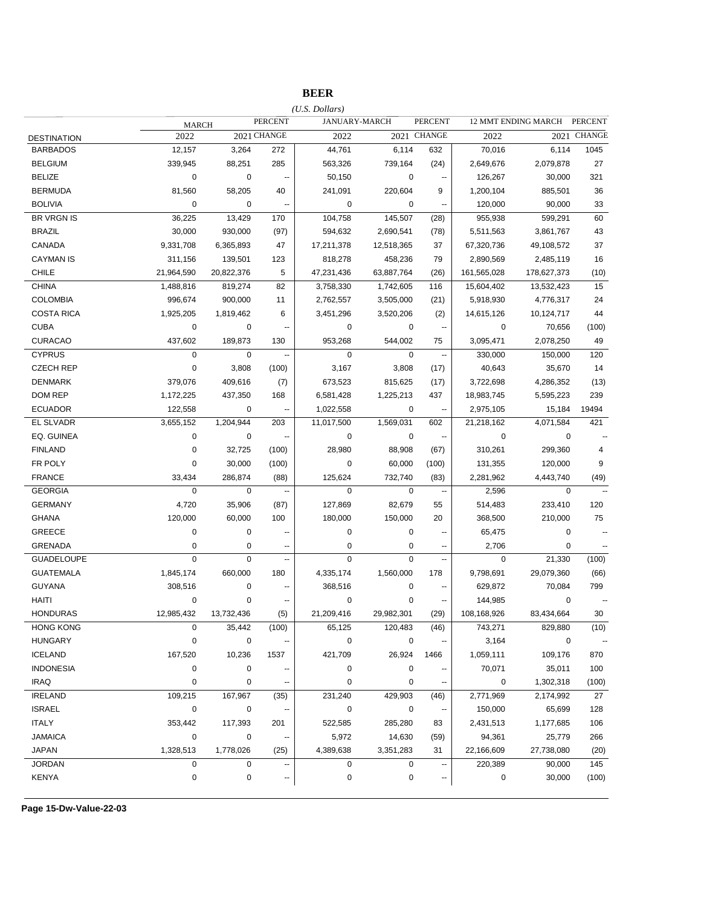# BEER

*(U.S. Dollars)*

| DESTINATION | MARCH 2022 | MARCH 2021 | PERCENT CHANGE | JANUARY-MARCH 2022 | JANUARY-MARCH 2021 | PERCENT CHANGE | 12 MMT ENDING MARCH 2022 | 12 MMT ENDING MARCH 2021 | PERCENT CHANGE |
|---|---|---|---|---|---|---|---|---|---|
| BARBADOS | 12,157 | 3,264 | 272 | 44,761 | 6,114 | 632 | 70,016 | 6,114 | 1045 |
| BELGIUM | 339,945 | 88,251 | 285 | 563,326 | 739,164 | (24) | 2,649,676 | 2,079,878 | 27 |
| BELIZE | 0 | 0 | -- | 50,150 | 0 | -- | 126,267 | 30,000 | 321 |
| BERMUDA | 81,560 | 58,205 | 40 | 241,091 | 220,604 | 9 | 1,200,104 | 885,501 | 36 |
| BOLIVIA | 0 | 0 | -- | 0 | 0 | -- | 120,000 | 90,000 | 33 |
| BR VRGN IS | 36,225 | 13,429 | 170 | 104,758 | 145,507 | (28) | 955,938 | 599,291 | 60 |
| BRAZIL | 30,000 | 930,000 | (97) | 594,632 | 2,690,541 | (78) | 5,511,563 | 3,861,767 | 43 |
| CANADA | 9,331,708 | 6,365,893 | 47 | 17,211,378 | 12,518,365 | 37 | 67,320,736 | 49,108,572 | 37 |
| CAYMAN IS | 311,156 | 139,501 | 123 | 818,278 | 458,236 | 79 | 2,890,569 | 2,485,119 | 16 |
| CHILE | 21,964,590 | 20,822,376 | 5 | 47,231,436 | 63,887,764 | (26) | 161,565,028 | 178,627,373 | (10) |
| CHINA | 1,488,816 | 819,274 | 82 | 3,758,330 | 1,742,605 | 116 | 15,604,402 | 13,532,423 | 15 |
| COLOMBIA | 996,674 | 900,000 | 11 | 2,762,557 | 3,505,000 | (21) | 5,918,930 | 4,776,317 | 24 |
| COSTA RICA | 1,925,205 | 1,819,462 | 6 | 3,451,296 | 3,520,206 | (2) | 14,615,126 | 10,124,717 | 44 |
| CUBA | 0 | 0 | -- | 0 | 0 | -- | 0 | 70,656 | (100) |
| CURACAO | 437,602 | 189,873 | 130 | 953,268 | 544,002 | 75 | 3,095,471 | 2,078,250 | 49 |
| CYPRUS | 0 | 0 | -- | 0 | 0 | -- | 330,000 | 150,000 | 120 |
| CZECH REP | 0 | 3,808 | (100) | 3,167 | 3,808 | (17) | 40,643 | 35,670 | 14 |
| DENMARK | 379,076 | 409,616 | (7) | 673,523 | 815,625 | (17) | 3,722,698 | 4,286,352 | (13) |
| DOM REP | 1,172,225 | 437,350 | 168 | 6,581,428 | 1,225,213 | 437 | 18,983,745 | 5,595,223 | 239 |
| ECUADOR | 122,558 | 0 | -- | 1,022,558 | 0 | -- | 2,975,105 | 15,184 | 19494 |
| EL SLVADR | 3,655,152 | 1,204,944 | 203 | 11,017,500 | 1,569,031 | 602 | 21,218,162 | 4,071,584 | 421 |
| EQ. GUINEA | 0 | 0 | -- | 0 | 0 | -- | 0 | 0 | -- |
| FINLAND | 0 | 32,725 | (100) | 28,980 | 88,908 | (67) | 310,261 | 299,360 | 4 |
| FR POLY | 0 | 30,000 | (100) | 0 | 60,000 | (100) | 131,355 | 120,000 | 9 |
| FRANCE | 33,434 | 286,874 | (88) | 125,624 | 732,740 | (83) | 2,281,962 | 4,443,740 | (49) |
| GEORGIA | 0 | 0 | -- | 0 | 0 | -- | 2,596 | 0 | -- |
| GERMANY | 4,720 | 35,906 | (87) | 127,869 | 82,679 | 55 | 514,483 | 233,410 | 120 |
| GHANA | 120,000 | 60,000 | 100 | 180,000 | 150,000 | 20 | 368,500 | 210,000 | 75 |
| GREECE | 0 | 0 | -- | 0 | 0 | -- | 65,475 | 0 | -- |
| GRENADA | 0 | 0 | -- | 0 | 0 | -- | 2,706 | 0 | -- |
| GUADELOUPE | 0 | 0 | -- | 0 | 0 | -- | 0 | 21,330 | (100) |
| GUATEMALA | 1,845,174 | 660,000 | 180 | 4,335,174 | 1,560,000 | 178 | 9,798,691 | 29,079,360 | (66) |
| GUYANA | 308,516 | 0 | -- | 368,516 | 0 | -- | 629,872 | 70,084 | 799 |
| HAITI | 0 | 0 | -- | 0 | 0 | -- | 144,985 | 0 | -- |
| HONDURAS | 12,985,432 | 13,732,436 | (5) | 21,209,416 | 29,982,301 | (29) | 108,168,926 | 83,434,664 | 30 |
| HONG KONG | 0 | 35,442 | (100) | 65,125 | 120,483 | (46) | 743,271 | 829,880 | (10) |
| HUNGARY | 0 | 0 | -- | 0 | 0 | -- | 3,164 | 0 | -- |
| ICELAND | 167,520 | 10,236 | 1537 | 421,709 | 26,924 | 1466 | 1,059,111 | 109,176 | 870 |
| INDONESIA | 0 | 0 | -- | 0 | 0 | -- | 70,071 | 35,011 | 100 |
| IRAQ | 0 | 0 | -- | 0 | 0 | -- | 0 | 1,302,318 | (100) |
| IRELAND | 109,215 | 167,967 | (35) | 231,240 | 429,903 | (46) | 2,771,969 | 2,174,992 | 27 |
| ISRAEL | 0 | 0 | -- | 0 | 0 | -- | 150,000 | 65,699 | 128 |
| ITALY | 353,442 | 117,393 | 201 | 522,585 | 285,280 | 83 | 2,431,513 | 1,177,685 | 106 |
| JAMAICA | 0 | 0 | -- | 5,972 | 14,630 | (59) | 94,361 | 25,779 | 266 |
| JAPAN | 1,328,513 | 1,778,026 | (25) | 4,389,638 | 3,351,283 | 31 | 22,166,609 | 27,738,080 | (20) |
| JORDAN | 0 | 0 | -- | 0 | 0 | -- | 220,389 | 90,000 | 145 |
| KENYA | 0 | 0 | -- | 0 | 0 | -- | 0 | 30,000 | (100) |

**Page 15-Dw-Value-22-03**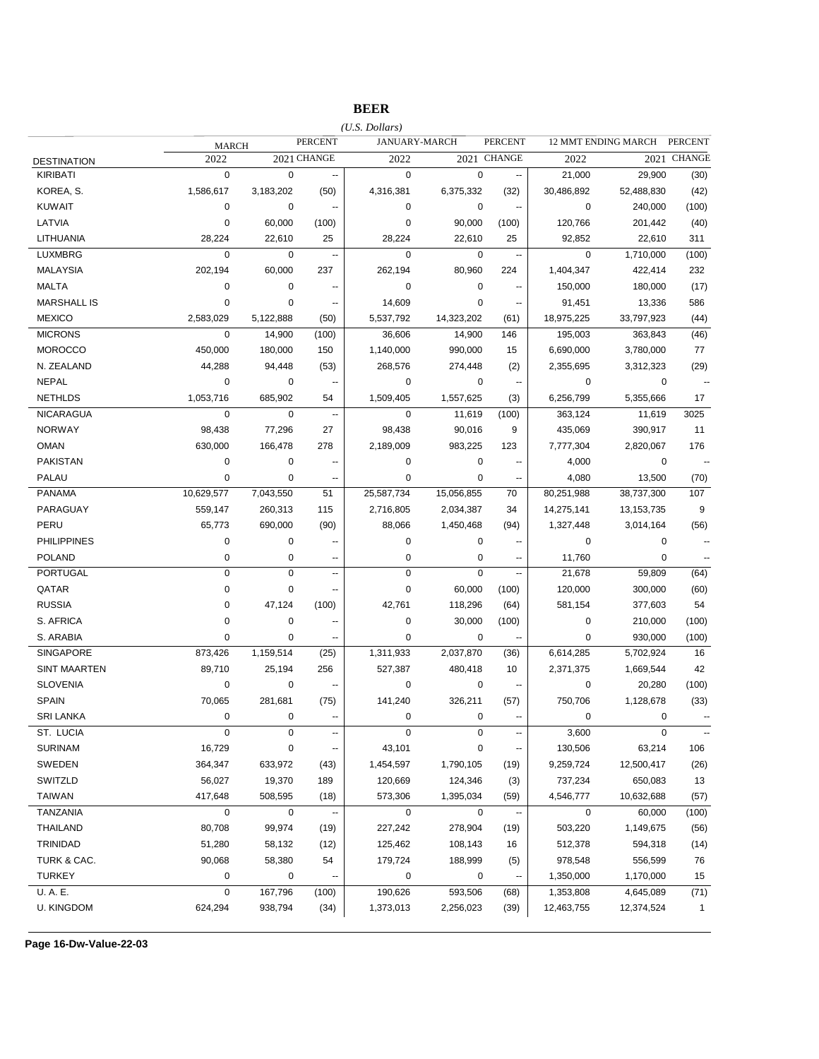# BEER

*(U.S. Dollars)*

| | MARCH | | PERCENT | JANUARY-MARCH | | PERCENT | 12 MMT ENDING MARCH | | PERCENT |
|---|---|---|---|---|---|---|---|---|---|
| DESTINATION | 2022 | 2021 | CHANGE | 2022 | 2021 | CHANGE | 2022 | 2021 | CHANGE |
| KIRIBATI | 0 | 0 | -- | 0 | 0 | -- | 21,000 | 29,900 | (30) |
| KOREA, S. | 1,586,617 | 3,183,202 | (50) | 4,316,381 | 6,375,332 | (32) | 30,486,892 | 52,488,830 | (42) |
| KUWAIT | 0 | 0 | -- | 0 | 0 | -- | 0 | 240,000 | (100) |
| LATVIA | 0 | 60,000 | (100) | 0 | 90,000 | (100) | 120,766 | 201,442 | (40) |
| LITHUANIA | 28,224 | 22,610 | 25 | 28,224 | 22,610 | 25 | 92,852 | 22,610 | 311 |
| LUXMBRG | 0 | 0 | -- | 0 | 0 | -- | 0 | 1,710,000 | (100) |
| MALAYSIA | 202,194 | 60,000 | 237 | 262,194 | 80,960 | 224 | 1,404,347 | 422,414 | 232 |
| MALTA | 0 | 0 | -- | 0 | 0 | -- | 150,000 | 180,000 | (17) |
| MARSHALL IS | 0 | 0 | -- | 14,609 | 0 | -- | 91,451 | 13,336 | 586 |
| MEXICO | 2,583,029 | 5,122,888 | (50) | 5,537,792 | 14,323,202 | (61) | 18,975,225 | 33,797,923 | (44) |
| MICRONS | 0 | 14,900 | (100) | 36,606 | 14,900 | 146 | 195,003 | 363,843 | (46) |
| MOROCCO | 450,000 | 180,000 | 150 | 1,140,000 | 990,000 | 15 | 6,690,000 | 3,780,000 | 77 |
| N. ZEALAND | 44,288 | 94,448 | (53) | 268,576 | 274,448 | (2) | 2,355,695 | 3,312,323 | (29) |
| NEPAL | 0 | 0 | -- | 0 | 0 | -- | 0 | 0 | -- |
| NETHLDS | 1,053,716 | 685,902 | 54 | 1,509,405 | 1,557,625 | (3) | 6,256,799 | 5,355,666 | 17 |
| NICARAGUA | 0 | 0 | -- | 0 | 11,619 | (100) | 363,124 | 11,619 | 3025 |
| NORWAY | 98,438 | 77,296 | 27 | 98,438 | 90,016 | 9 | 435,069 | 390,917 | 11 |
| OMAN | 630,000 | 166,478 | 278 | 2,189,009 | 983,225 | 123 | 7,777,304 | 2,820,067 | 176 |
| PAKISTAN | 0 | 0 | -- | 0 | 0 | -- | 4,000 | 0 | -- |
| PALAU | 0 | 0 | -- | 0 | 0 | -- | 4,080 | 13,500 | (70) |
| PANAMA | 10,629,577 | 7,043,550 | 51 | 25,587,734 | 15,056,855 | 70 | 80,251,988 | 38,737,300 | 107 |
| PARAGUAY | 559,147 | 260,313 | 115 | 2,716,805 | 2,034,387 | 34 | 14,275,141 | 13,153,735 | 9 |
| PERU | 65,773 | 690,000 | (90) | 88,066 | 1,450,468 | (94) | 1,327,448 | 3,014,164 | (56) |
| PHILIPPINES | 0 | 0 | -- | 0 | 0 | -- | 0 | 0 | -- |
| POLAND | 0 | 0 | -- | 0 | 0 | -- | 11,760 | 0 | -- |
| PORTUGAL | 0 | 0 | -- | 0 | 0 | -- | 21,678 | 59,809 | (64) |
| QATAR | 0 | 0 | -- | 0 | 60,000 | (100) | 120,000 | 300,000 | (60) |
| RUSSIA | 0 | 47,124 | (100) | 42,761 | 118,296 | (64) | 581,154 | 377,603 | 54 |
| S. AFRICA | 0 | 0 | -- | 0 | 30,000 | (100) | 0 | 210,000 | (100) |
| S. ARABIA | 0 | 0 | -- | 0 | 0 | -- | 0 | 930,000 | (100) |
| SINGAPORE | 873,426 | 1,159,514 | (25) | 1,311,933 | 2,037,870 | (36) | 6,614,285 | 5,702,924 | 16 |
| SINT MAARTEN | 89,710 | 25,194 | 256 | 527,387 | 480,418 | 10 | 2,371,375 | 1,669,544 | 42 |
| SLOVENIA | 0 | 0 | -- | 0 | 0 | -- | 0 | 20,280 | (100) |
| SPAIN | 70,065 | 281,681 | (75) | 141,240 | 326,211 | (57) | 750,706 | 1,128,678 | (33) |
| SRI LANKA | 0 | 0 | -- | 0 | 0 | -- | 0 | 0 | -- |
| ST. LUCIA | 0 | 0 | -- | 0 | 0 | -- | 3,600 | 0 | -- |
| SURINAM | 16,729 | 0 | -- | 43,101 | 0 | -- | 130,506 | 63,214 | 106 |
| SWEDEN | 364,347 | 633,972 | (43) | 1,454,597 | 1,790,105 | (19) | 9,259,724 | 12,500,417 | (26) |
| SWITZLD | 56,027 | 19,370 | 189 | 120,669 | 124,346 | (3) | 737,234 | 650,083 | 13 |
| TAIWAN | 417,648 | 508,595 | (18) | 573,306 | 1,395,034 | (59) | 4,546,777 | 10,632,688 | (57) |
| TANZANIA | 0 | 0 | -- | 0 | 0 | -- | 0 | 60,000 | (100) |
| THAILAND | 80,708 | 99,974 | (19) | 227,242 | 278,904 | (19) | 503,220 | 1,149,675 | (56) |
| TRINIDAD | 51,280 | 58,132 | (12) | 125,462 | 108,143 | 16 | 512,378 | 594,318 | (14) |
| TURK & CAC. | 90,068 | 58,380 | 54 | 179,724 | 188,999 | (5) | 978,548 | 556,599 | 76 |
| TURKEY | 0 | 0 | -- | 0 | 0 | -- | 1,350,000 | 1,170,000 | 15 |
| U. A. E. | 0 | 167,796 | (100) | 190,626 | 593,506 | (68) | 1,353,808 | 4,645,089 | (71) |
| U. KINGDOM | 624,294 | 938,794 | (34) | 1,373,013 | 2,256,023 | (39) | 12,463,755 | 12,374,524 | 1 |

**Page 16-Dw-Value-22-03**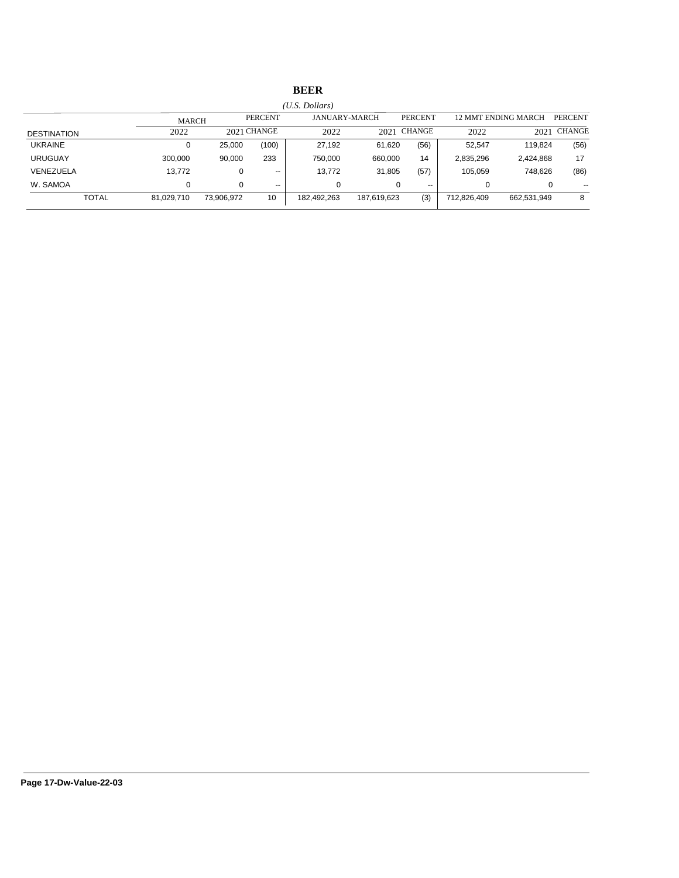# BEER

*(U.S. Dollars)*

| DESTINATION | MARCH | | PERCENT | JANUARY-MARCH | | PERCENT | 12 MMT ENDING MARCH | | PERCENT |
|---|---|---|---|---|---|---|---|---|---|
| | 2022 | 2021 | CHANGE | 2022 | 2021 | CHANGE | 2022 | 2021 | CHANGE |
| UKRAINE | 0 | 25,000 | (100) | 27,192 | 61,620 | (56) | 52,547 | 119,824 | (56) |
| URUGUAY | 300,000 | 90,000 | 233 | 750,000 | 660,000 | 14 | 2,835,296 | 2,424,868 | 17 |
| VENEZUELA | 13,772 | 0 | -- | 13,772 | 31,805 | (57) | 105,059 | 748,626 | (86) |
| W. SAMOA | 0 | 0 | -- | 0 | 0 | -- | 0 | 0 | -- |
| TOTAL | 81,029,710 | 73,906,972 | 10 | 182,492,263 | 187,619,623 | (3) | 712,826,409 | 662,531,949 | 8 |